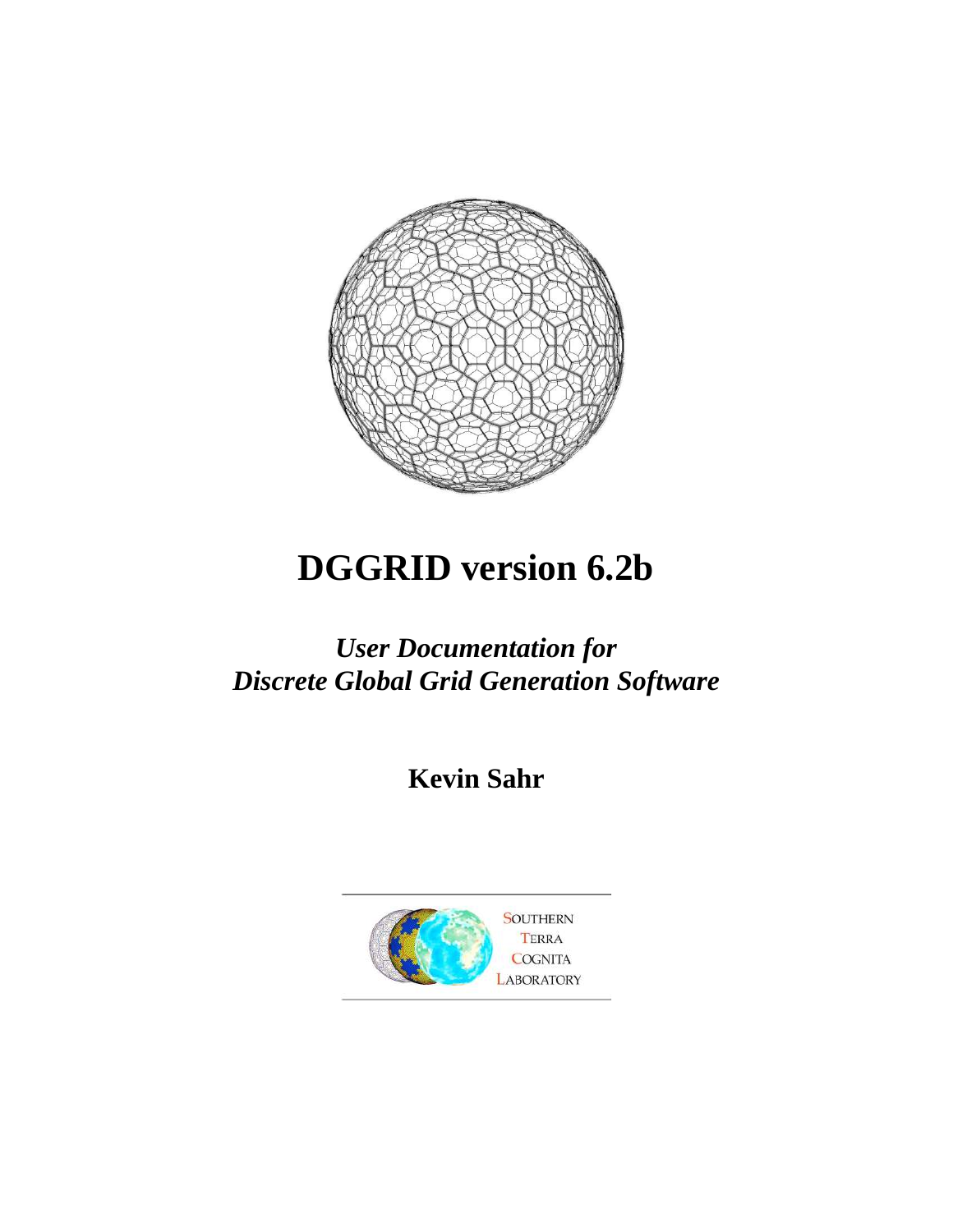# DGGRID version 6.2b

*User Documentation for*
*Discrete Global Grid Generation Software*

**Kevin Sahr**

SOUTHERN
TERRA
COGNITA
LABORATORY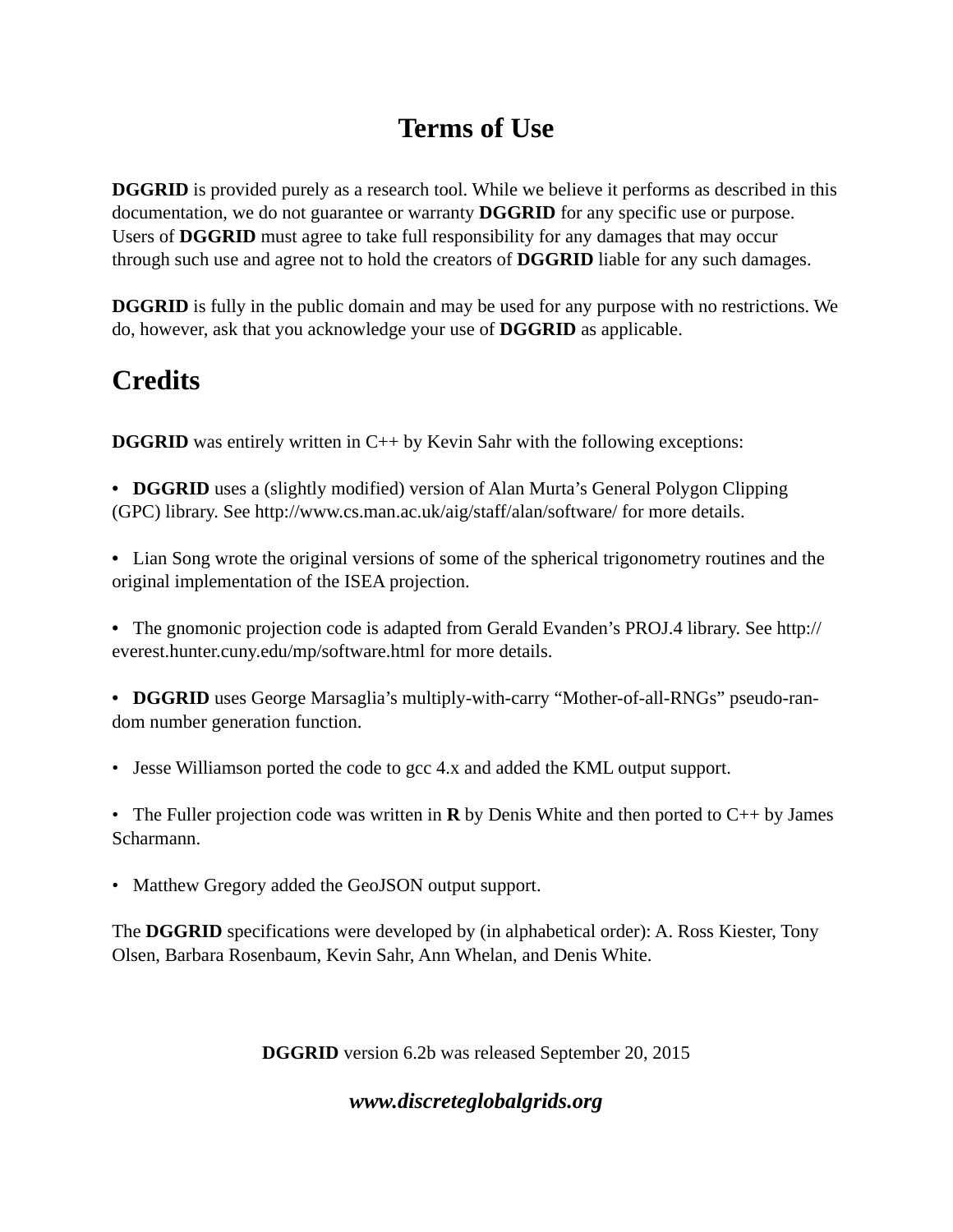# Terms of Use

**DGGRID** is provided purely as a research tool. While we believe it performs as described in this documentation, we do not guarantee or warranty **DGGRID** for any specific use or purpose. Users of **DGGRID** must agree to take full responsibility for any damages that may occur through such use and agree not to hold the creators of **DGGRID** liable for any such damages.

**DGGRID** is fully in the public domain and may be used for any purpose with no restrictions. We do, however, ask that you acknowledge your use of **DGGRID** as applicable.

## Credits

**DGGRID** was entirely written in C++ by Kevin Sahr with the following exceptions:

- **DGGRID** uses a (slightly modified) version of Alan Murta's General Polygon Clipping (GPC) library. See http://www.cs.man.ac.uk/aig/staff/alan/software/ for more details.

- Lian Song wrote the original versions of some of the spherical trigonometry routines and the original implementation of the ISEA projection.

- The gnomonic projection code is adapted from Gerald Evanden's PROJ.4 library. See http://everest.hunter.cuny.edu/mp/software.html for more details.

- **DGGRID** uses George Marsaglia's multiply-with-carry "Mother-of-all-RNGs" pseudo-random number generation function.

- Jesse Williamson ported the code to gcc 4.x and added the KML output support.

- The Fuller projection code was written in **R** by Denis White and then ported to C++ by James Scharmann.

- Matthew Gregory added the GeoJSON output support.

The **DGGRID** specifications were developed by (in alphabetical order): A. Ross Kiester, Tony Olsen, Barbara Rosenbaum, Kevin Sahr, Ann Whelan, and Denis White.

**DGGRID** version 6.2b was released September 20, 2015

***www.discreteglobalgrids.org***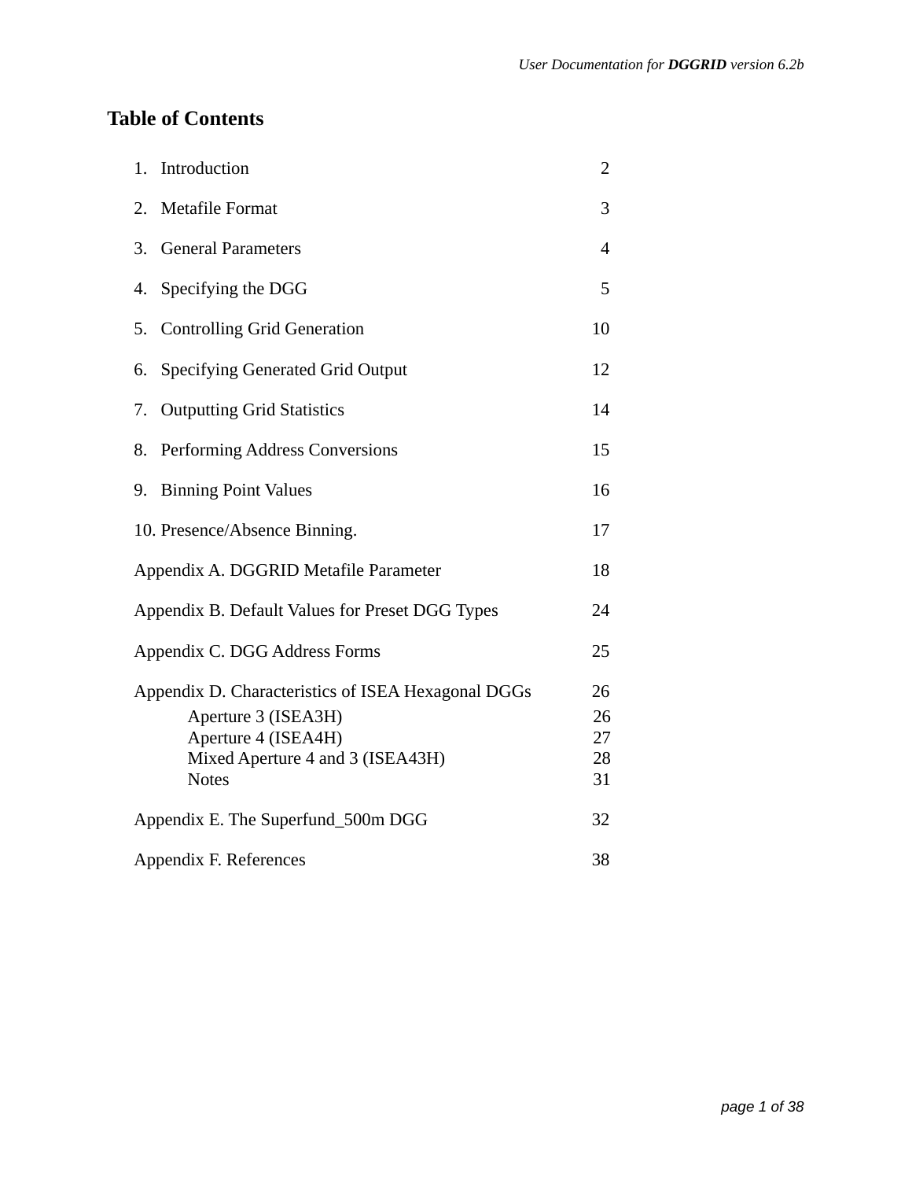## Table of Contents

| | |
|---|---:|
| 1. Introduction | 2 |
| 2. Metafile Format | 3 |
| 3. General Parameters | 4 |
| 4. Specifying the DGG | 5 |
| 5. Controlling Grid Generation | 10 |
| 6. Specifying Generated Grid Output | 12 |
| 7. Outputting Grid Statistics | 14 |
| 8. Performing Address Conversions | 15 |
| 9. Binning Point Values | 16 |
| 10. Presence/Absence Binning. | 17 |
| Appendix A. DGGRID Metafile Parameter | 18 |
| Appendix B. Default Values for Preset DGG Types | 24 |
| Appendix C. DGG Address Forms | 25 |
| Appendix D. Characteristics of ISEA Hexagonal DGGs | 26 |
| &nbsp;&nbsp;&nbsp;&nbsp;Aperture 3 (ISEA3H) | 26 |
| &nbsp;&nbsp;&nbsp;&nbsp;Aperture 4 (ISEA4H) | 27 |
| &nbsp;&nbsp;&nbsp;&nbsp;Mixed Aperture 4 and 3 (ISEA43H) | 28 |
| &nbsp;&nbsp;&nbsp;&nbsp;Notes | 31 |
| Appendix E. The Superfund_500m DGG | 32 |
| Appendix F. References | 38 |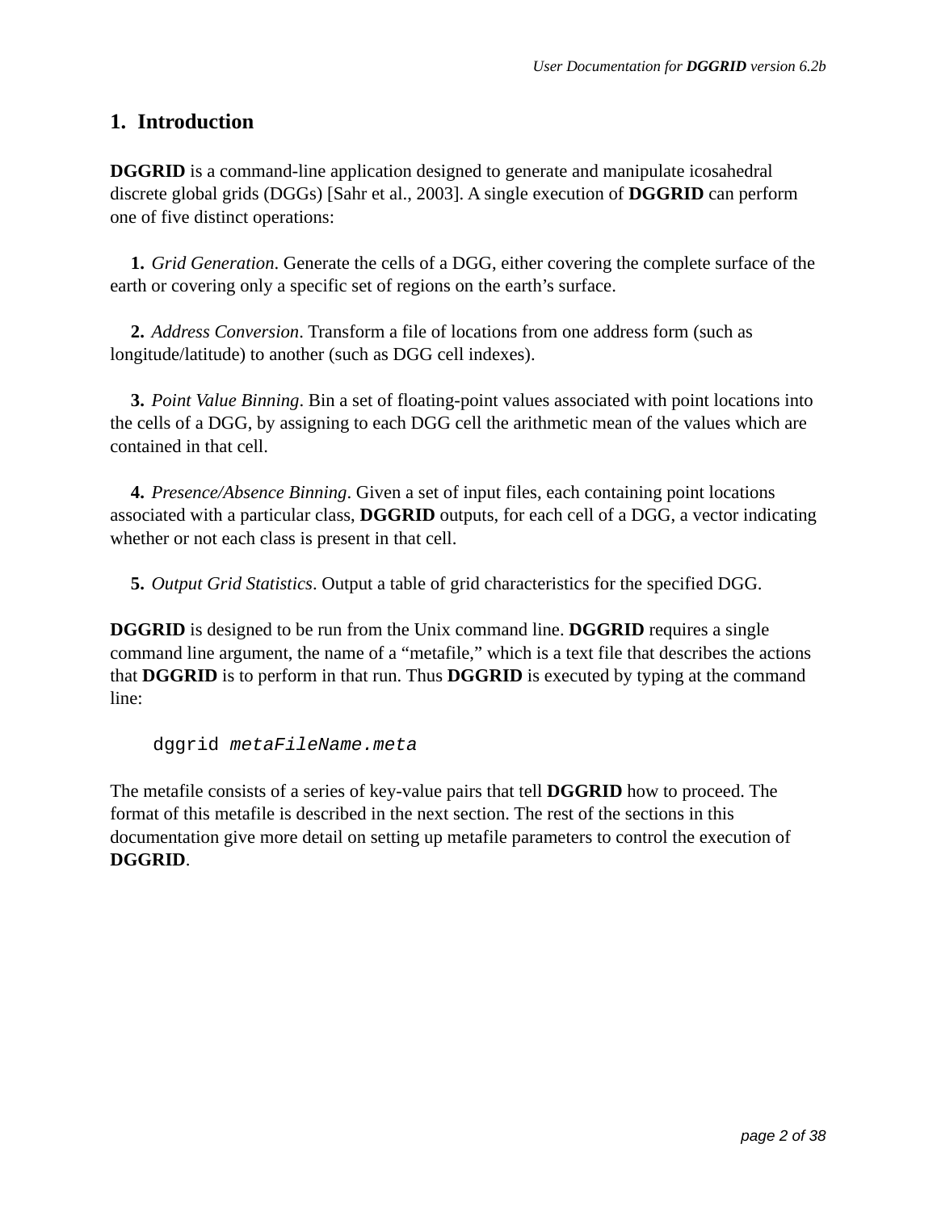# 1. Introduction

**DGGRID** is a command-line application designed to generate and manipulate icosahedral discrete global grids (DGGs) [Sahr et al., 2003]. A single execution of **DGGRID** can perform one of five distinct operations:

1. *Grid Generation*. Generate the cells of a DGG, either covering the complete surface of the earth or covering only a specific set of regions on the earth's surface.

2. *Address Conversion*. Transform a file of locations from one address form (such as longitude/latitude) to another (such as DGG cell indexes).

3. *Point Value Binning*. Bin a set of floating-point values associated with point locations into the cells of a DGG, by assigning to each DGG cell the arithmetic mean of the values which are contained in that cell.

4. *Presence/Absence Binning*. Given a set of input files, each containing point locations associated with a particular class, **DGGRID** outputs, for each cell of a DGG, a vector indicating whether or not each class is present in that cell.

5. *Output Grid Statistics*. Output a table of grid characteristics for the specified DGG.

**DGGRID** is designed to be run from the Unix command line. **DGGRID** requires a single command line argument, the name of a "metafile," which is a text file that describes the actions that **DGGRID** is to perform in that run. Thus **DGGRID** is executed by typing at the command line:

```
dggrid metaFileName.meta
```

The metafile consists of a series of key-value pairs that tell **DGGRID** how to proceed. The format of this metafile is described in the next section. The rest of the sections in this documentation give more detail on setting up metafile parameters to control the execution of **DGGRID**.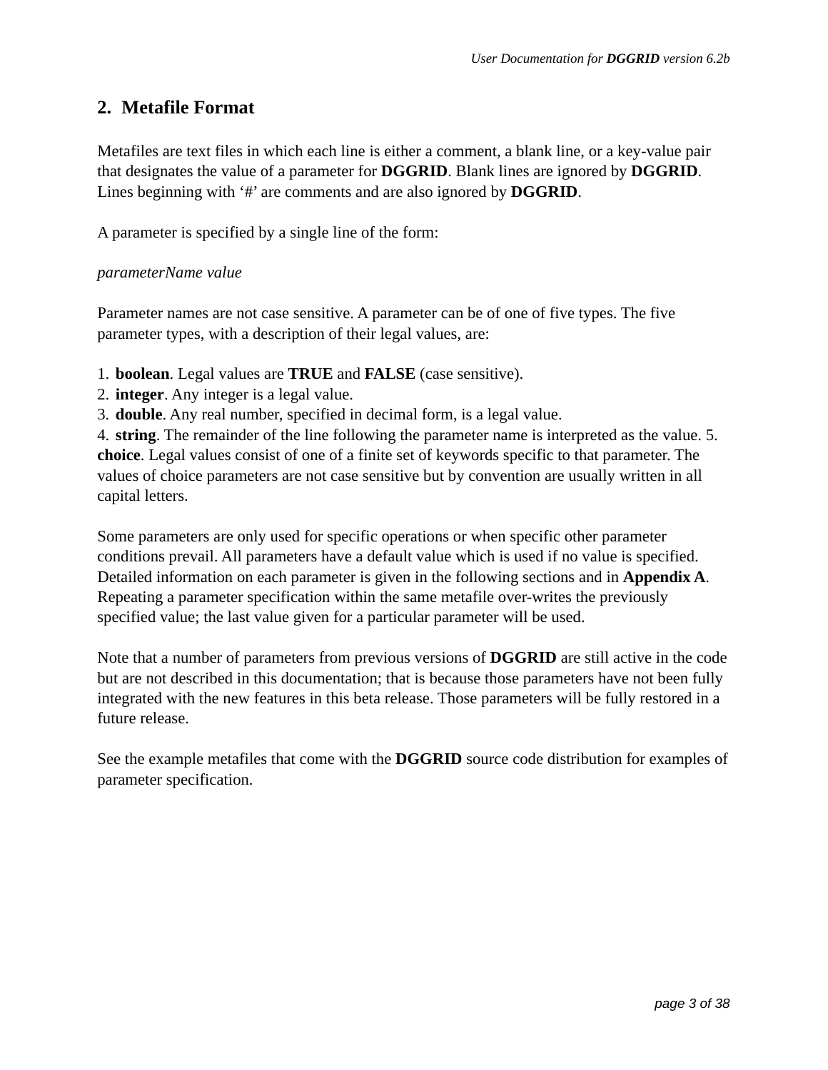## 2. Metafile Format

Metafiles are text files in which each line is either a comment, a blank line, or a key-value pair that designates the value of a parameter for **DGGRID**. Blank lines are ignored by **DGGRID**. Lines beginning with '#' are comments and are also ignored by **DGGRID**.

A parameter is specified by a single line of the form:

*parameterName value*

Parameter names are not case sensitive. A parameter can be of one of five types. The five parameter types, with a description of their legal values, are:

1. **boolean**. Legal values are **TRUE** and **FALSE** (case sensitive).
2. **integer**. Any integer is a legal value.
3. **double**. Any real number, specified in decimal form, is a legal value.
4. **string**. The remainder of the line following the parameter name is interpreted as the value.
5. **choice**. Legal values consist of one of a finite set of keywords specific to that parameter. The values of choice parameters are not case sensitive but by convention are usually written in all capital letters.

Some parameters are only used for specific operations or when specific other parameter conditions prevail. All parameters have a default value which is used if no value is specified. Detailed information on each parameter is given in the following sections and in **Appendix A**. Repeating a parameter specification within the same metafile over-writes the previously specified value; the last value given for a particular parameter will be used.

Note that a number of parameters from previous versions of **DGGRID** are still active in the code but are not described in this documentation; that is because those parameters have not been fully integrated with the new features in this beta release. Those parameters will be fully restored in a future release.

See the example metafiles that come with the **DGGRID** source code distribution for examples of parameter specification.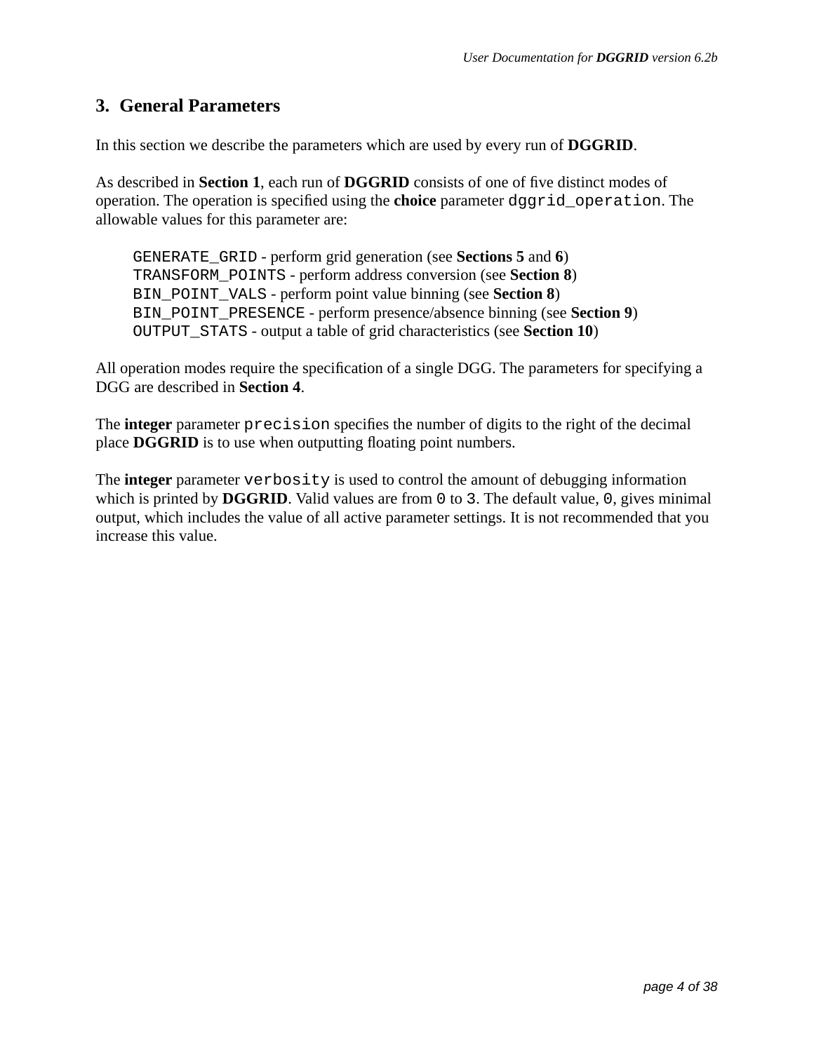## 3. General Parameters

In this section we describe the parameters which are used by every run of **DGGRID**.

As described in **Section 1**, each run of **DGGRID** consists of one of five distinct modes of operation. The operation is specified using the **choice** parameter `dggrid_operation`. The allowable values for this parameter are:

> `GENERATE_GRID` - perform grid generation (see **Sections 5** and **6**)
> `TRANSFORM_POINTS` - perform address conversion (see **Section 8**)
> `BIN_POINT_VALS` - perform point value binning (see **Section 8**)
> `BIN_POINT_PRESENCE` - perform presence/absence binning (see **Section 9**)
> `OUTPUT_STATS` - output a table of grid characteristics (see **Section 10**)

All operation modes require the specification of a single DGG. The parameters for specifying a DGG are described in **Section 4**.

The **integer** parameter `precision` specifies the number of digits to the right of the decimal place **DGGRID** is to use when outputting floating point numbers.

The **integer** parameter `verbosity` is used to control the amount of debugging information which is printed by **DGGRID**. Valid values are from `0` to `3`. The default value, `0`, gives minimal output, which includes the value of all active parameter settings. It is not recommended that you increase this value.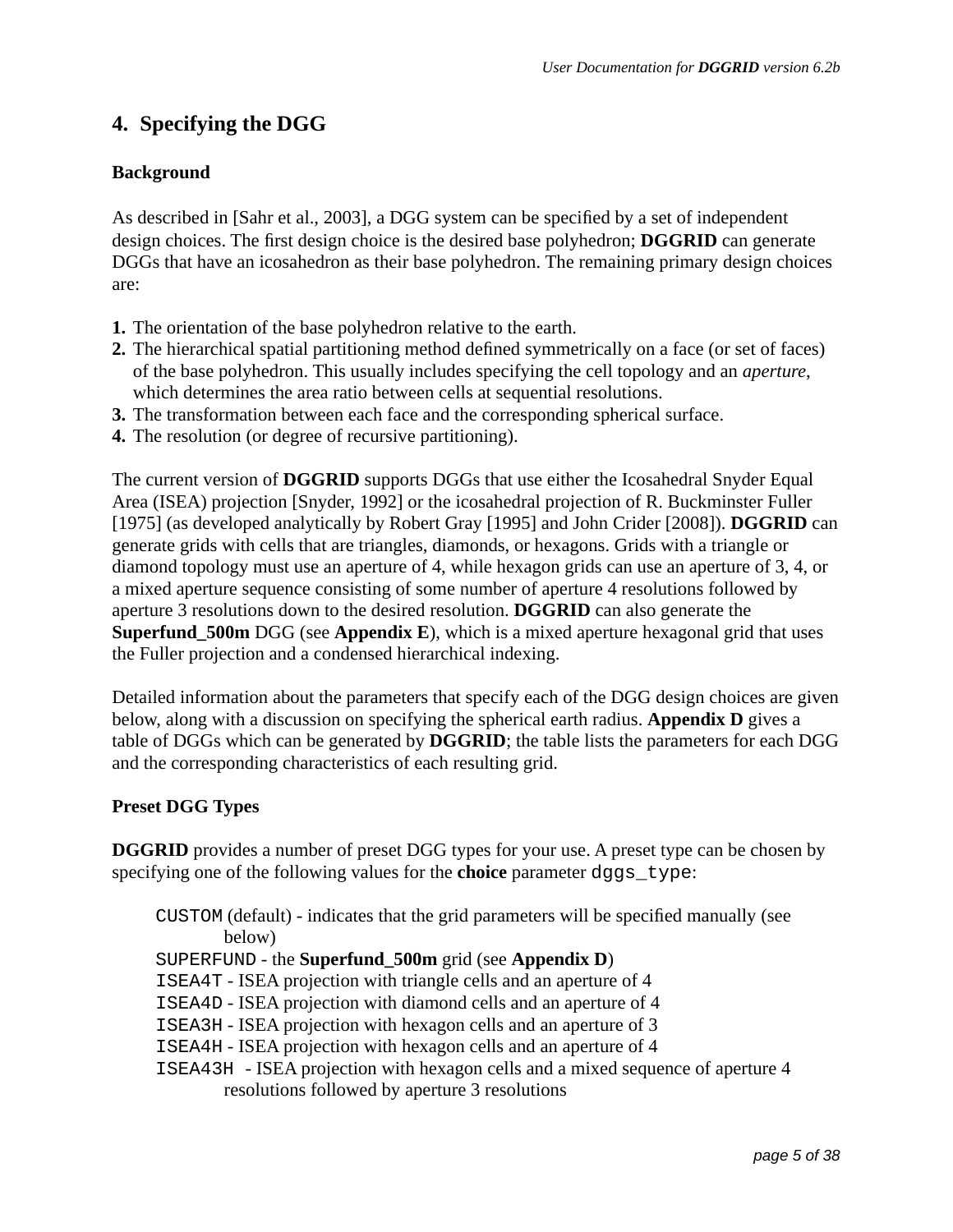## 4. Specifying the DGG

### Background

As described in [Sahr et al., 2003], a DGG system can be specified by a set of independent design choices. The first design choice is the desired base polyhedron; **DGGRID** can generate DGGs that have an icosahedron as their base polyhedron. The remaining primary design choices are:

1. The orientation of the base polyhedron relative to the earth.
2. The hierarchical spatial partitioning method defined symmetrically on a face (or set of faces) of the base polyhedron. This usually includes specifying the cell topology and an *aperture*, which determines the area ratio between cells at sequential resolutions.
3. The transformation between each face and the corresponding spherical surface.
4. The resolution (or degree of recursive partitioning).

The current version of **DGGRID** supports DGGs that use either the Icosahedral Snyder Equal Area (ISEA) projection [Snyder, 1992] or the icosahedral projection of R. Buckminster Fuller [1975] (as developed analytically by Robert Gray [1995] and John Crider [2008]). **DGGRID** can generate grids with cells that are triangles, diamonds, or hexagons. Grids with a triangle or diamond topology must use an aperture of 4, while hexagon grids can use an aperture of 3, 4, or a mixed aperture sequence consisting of some number of aperture 4 resolutions followed by aperture 3 resolutions down to the desired resolution. **DGGRID** can also generate the **Superfund_500m** DGG (see **Appendix E**), which is a mixed aperture hexagonal grid that uses the Fuller projection and a condensed hierarchical indexing.

Detailed information about the parameters that specify each of the DGG design choices are given below, along with a discussion on specifying the spherical earth radius. **Appendix D** gives a table of DGGs which can be generated by **DGGRID**; the table lists the parameters for each DGG and the corresponding characteristics of each resulting grid.

### Preset DGG Types

**DGGRID** provides a number of preset DGG types for your use. A preset type can be chosen by specifying one of the following values for the **choice** parameter `dggs_type`:

- `CUSTOM` (default) - indicates that the grid parameters will be specified manually (see below)
- `SUPERFUND` - the **Superfund_500m** grid (see **Appendix D**)
- `ISEA4T` - ISEA projection with triangle cells and an aperture of 4
- `ISEA4D` - ISEA projection with diamond cells and an aperture of 4
- `ISEA3H` - ISEA projection with hexagon cells and an aperture of 3
- `ISEA4H` - ISEA projection with hexagon cells and an aperture of 4
- `ISEA43H` - ISEA projection with hexagon cells and a mixed sequence of aperture 4 resolutions followed by aperture 3 resolutions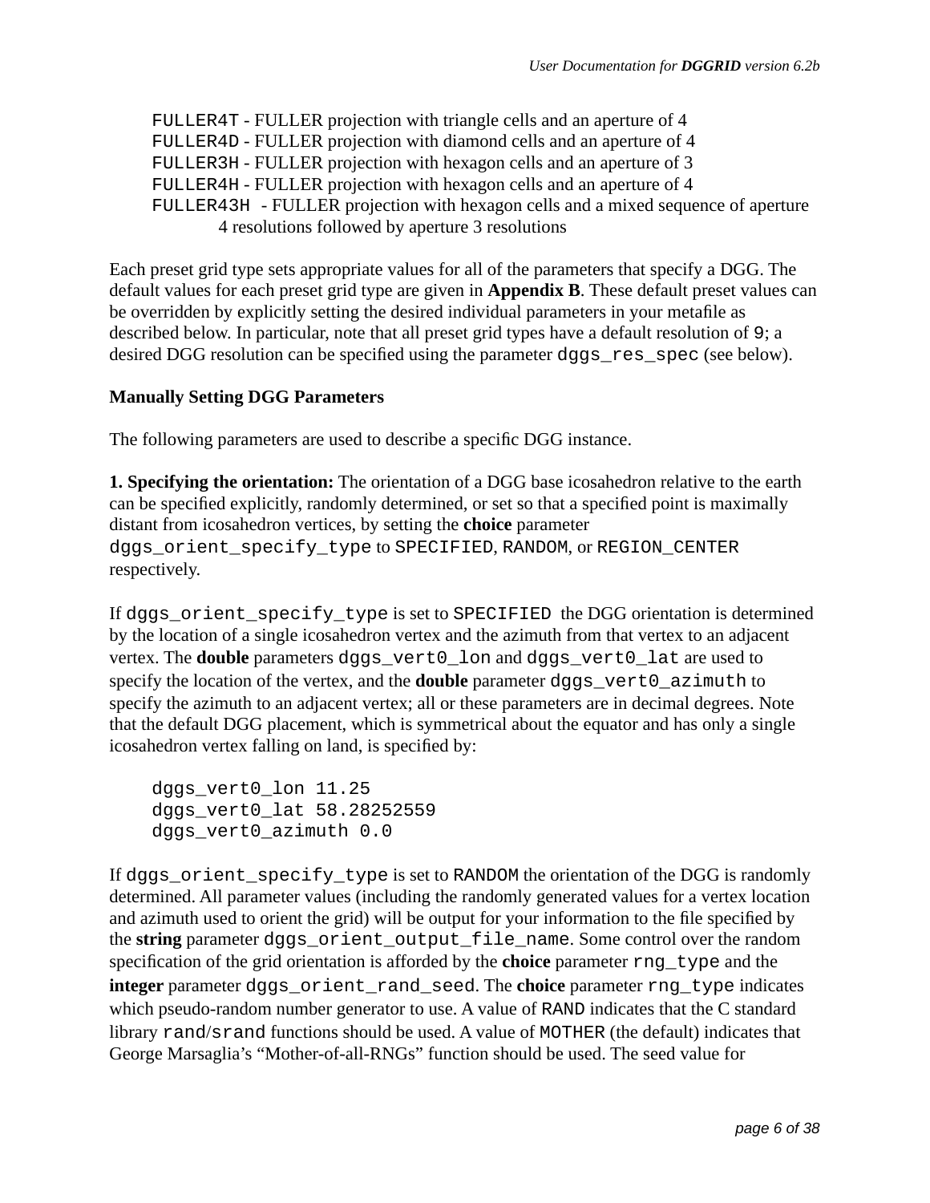`FULLER4T` - FULLER projection with triangle cells and an aperture of 4
`FULLER4D` - FULLER projection with diamond cells and an aperture of 4
`FULLER3H` - FULLER projection with hexagon cells and an aperture of 3
`FULLER4H` - FULLER projection with hexagon cells and an aperture of 4
`FULLER43H` - FULLER projection with hexagon cells and a mixed sequence of aperture 4 resolutions followed by aperture 3 resolutions

Each preset grid type sets appropriate values for all of the parameters that specify a DGG. The default values for each preset grid type are given in **Appendix B**. These default preset values can be overridden by explicitly setting the desired individual parameters in your metafile as described below. In particular, note that all preset grid types have a default resolution of `9`; a desired DGG resolution can be specified using the parameter `dggs_res_spec` (see below).

**Manually Setting DGG Parameters**

The following parameters are used to describe a specific DGG instance.

**1. Specifying the orientation:** The orientation of a DGG base icosahedron relative to the earth can be specified explicitly, randomly determined, or set so that a specified point is maximally distant from icosahedron vertices, by setting the **choice** parameter `dggs_orient_specify_type` to `SPECIFIED`, `RANDOM`, or `REGION_CENTER` respectively.

If `dggs_orient_specify_type` is set to `SPECIFIED` the DGG orientation is determined by the location of a single icosahedron vertex and the azimuth from that vertex to an adjacent vertex. The **double** parameters `dggs_vert0_lon` and `dggs_vert0_lat` are used to specify the location of the vertex, and the **double** parameter `dggs_vert0_azimuth` to specify the azimuth to an adjacent vertex; all or these parameters are in decimal degrees. Note that the default DGG placement, which is symmetrical about the equator and has only a single icosahedron vertex falling on land, is specified by:

```
dggs_vert0_lon 11.25
dggs_vert0_lat 58.28252559
dggs_vert0_azimuth 0.0
```

If `dggs_orient_specify_type` is set to `RANDOM` the orientation of the DGG is randomly determined. All parameter values (including the randomly generated values for a vertex location and azimuth used to orient the grid) will be output for your information to the file specified by the **string** parameter `dggs_orient_output_file_name`. Some control over the random specification of the grid orientation is afforded by the **choice** parameter `rng_type` and the **integer** parameter `dggs_orient_rand_seed`. The **choice** parameter `rng_type` indicates which pseudo-random number generator to use. A value of `RAND` indicates that the C standard library `rand`/`srand` functions should be used. A value of `MOTHER` (the default) indicates that George Marsaglia's "Mother-of-all-RNGs" function should be used. The seed value for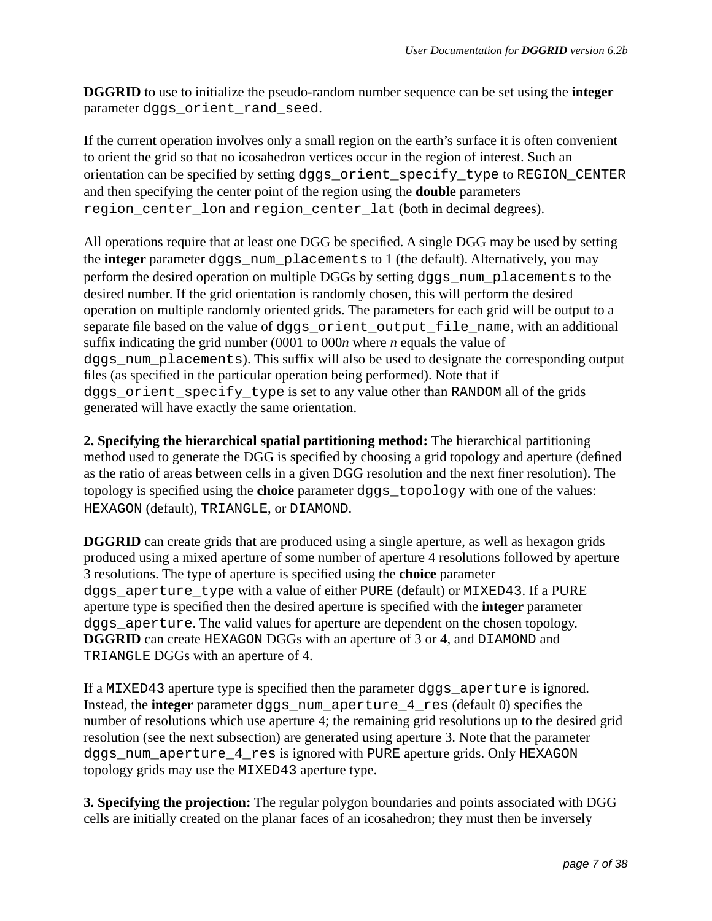**DGGRID** to use to initialize the pseudo-random number sequence can be set using the **integer** parameter `dggs_orient_rand_seed`.

If the current operation involves only a small region on the earth's surface it is often convenient to orient the grid so that no icosahedron vertices occur in the region of interest. Such an orientation can be specified by setting `dggs_orient_specify_type` to `REGION_CENTER` and then specifying the center point of the region using the **double** parameters `region_center_lon` and `region_center_lat` (both in decimal degrees).

All operations require that at least one DGG be specified. A single DGG may be used by setting the **integer** parameter `dggs_num_placements` to 1 (the default). Alternatively, you may perform the desired operation on multiple DGGs by setting `dggs_num_placements` to the desired number. If the grid orientation is randomly chosen, this will perform the desired operation on multiple randomly oriented grids. The parameters for each grid will be output to a separate file based on the value of `dggs_orient_output_file_name`, with an additional suffix indicating the grid number (0001 to 000*n* where *n* equals the value of `dggs_num_placements`). This suffix will also be used to designate the corresponding output files (as specified in the particular operation being performed). Note that if `dggs_orient_specify_type` is set to any value other than `RANDOM` all of the grids generated will have exactly the same orientation.

**2. Specifying the hierarchical spatial partitioning method:** The hierarchical partitioning method used to generate the DGG is specified by choosing a grid topology and aperture (defined as the ratio of areas between cells in a given DGG resolution and the next finer resolution). The topology is specified using the **choice** parameter `dggs_topology` with one of the values: `HEXAGON` (default), `TRIANGLE`, or `DIAMOND`.

**DGGRID** can create grids that are produced using a single aperture, as well as hexagon grids produced using a mixed aperture of some number of aperture 4 resolutions followed by aperture 3 resolutions. The type of aperture is specified using the **choice** parameter `dggs_aperture_type` with a value of either `PURE` (default) or `MIXED43`. If a PURE aperture type is specified then the desired aperture is specified with the **integer** parameter `dggs_aperture`. The valid values for aperture are dependent on the chosen topology. **DGGRID** can create `HEXAGON` DGGs with an aperture of 3 or 4, and `DIAMOND` and `TRIANGLE` DGGs with an aperture of 4.

If a `MIXED43` aperture type is specified then the parameter `dggs_aperture` is ignored. Instead, the **integer** parameter `dggs_num_aperture_4_res` (default 0) specifies the number of resolutions which use aperture 4; the remaining grid resolutions up to the desired grid resolution (see the next subsection) are generated using aperture 3. Note that the parameter `dggs_num_aperture_4_res` is ignored with `PURE` aperture grids. Only `HEXAGON` topology grids may use the `MIXED43` aperture type.

**3. Specifying the projection:** The regular polygon boundaries and points associated with DGG cells are initially created on the planar faces of an icosahedron; they must then be inversely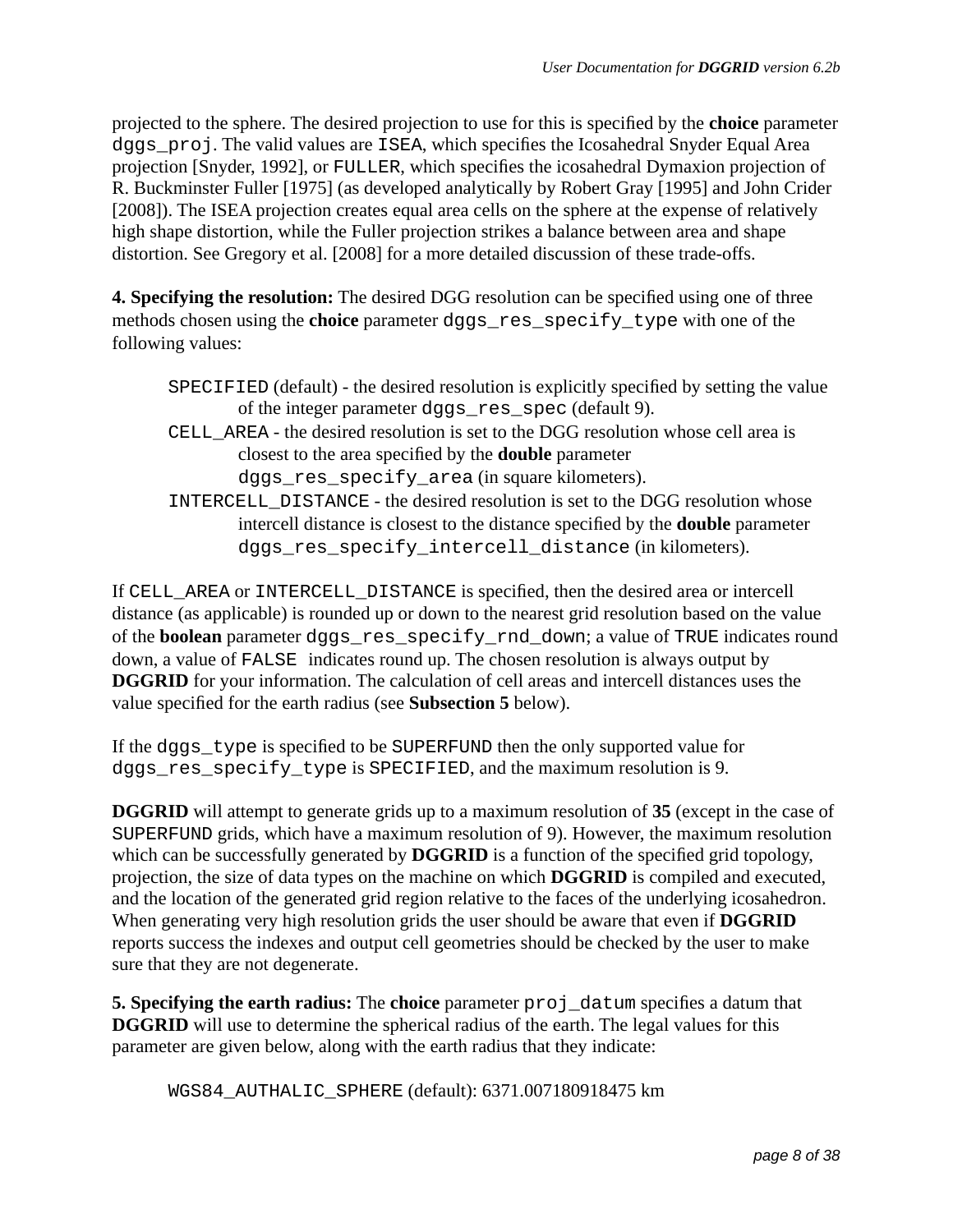projected to the sphere. The desired projection to use for this is specified by the **choice** parameter `dggs_proj`. The valid values are `ISEA`, which specifies the Icosahedral Snyder Equal Area projection [Snyder, 1992], or `FULLER`, which specifies the icosahedral Dymaxion projection of R. Buckminster Fuller [1975] (as developed analytically by Robert Gray [1995] and John Crider [2008]). The ISEA projection creates equal area cells on the sphere at the expense of relatively high shape distortion, while the Fuller projection strikes a balance between area and shape distortion. See Gregory et al. [2008] for a more detailed discussion of these trade-offs.

**4. Specifying the resolution:** The desired DGG resolution can be specified using one of three methods chosen using the **choice** parameter `dggs_res_specify_type` with one of the following values:

`SPECIFIED` (default) - the desired resolution is explicitly specified by setting the value of the integer parameter `dggs_res_spec` (default 9).

`CELL_AREA` - the desired resolution is set to the DGG resolution whose cell area is closest to the area specified by the **double** parameter `dggs_res_specify_area` (in square kilometers).

`INTERCELL_DISTANCE` - the desired resolution is set to the DGG resolution whose intercell distance is closest to the distance specified by the **double** parameter `dggs_res_specify_intercell_distance` (in kilometers).

If `CELL_AREA` or `INTERCELL_DISTANCE` is specified, then the desired area or intercell distance (as applicable) is rounded up or down to the nearest grid resolution based on the value of the **boolean** parameter `dggs_res_specify_rnd_down`; a value of `TRUE` indicates round down, a value of `FALSE` indicates round up. The chosen resolution is always output by **DGGRID** for your information. The calculation of cell areas and intercell distances uses the value specified for the earth radius (see **Subsection 5** below).

If the `dggs_type` is specified to be `SUPERFUND` then the only supported value for `dggs_res_specify_type` is `SPECIFIED`, and the maximum resolution is 9.

**DGGRID** will attempt to generate grids up to a maximum resolution of **35** (except in the case of `SUPERFUND` grids, which have a maximum resolution of 9). However, the maximum resolution which can be successfully generated by **DGGRID** is a function of the specified grid topology, projection, the size of data types on the machine on which **DGGRID** is compiled and executed, and the location of the generated grid region relative to the faces of the underlying icosahedron. When generating very high resolution grids the user should be aware that even if **DGGRID** reports success the indexes and output cell geometries should be checked by the user to make sure that they are not degenerate.

**5. Specifying the earth radius:** The **choice** parameter `proj_datum` specifies a datum that **DGGRID** will use to determine the spherical radius of the earth. The legal values for this parameter are given below, along with the earth radius that they indicate:

`WGS84_AUTHALIC_SPHERE` (default): 6371.007180918475 km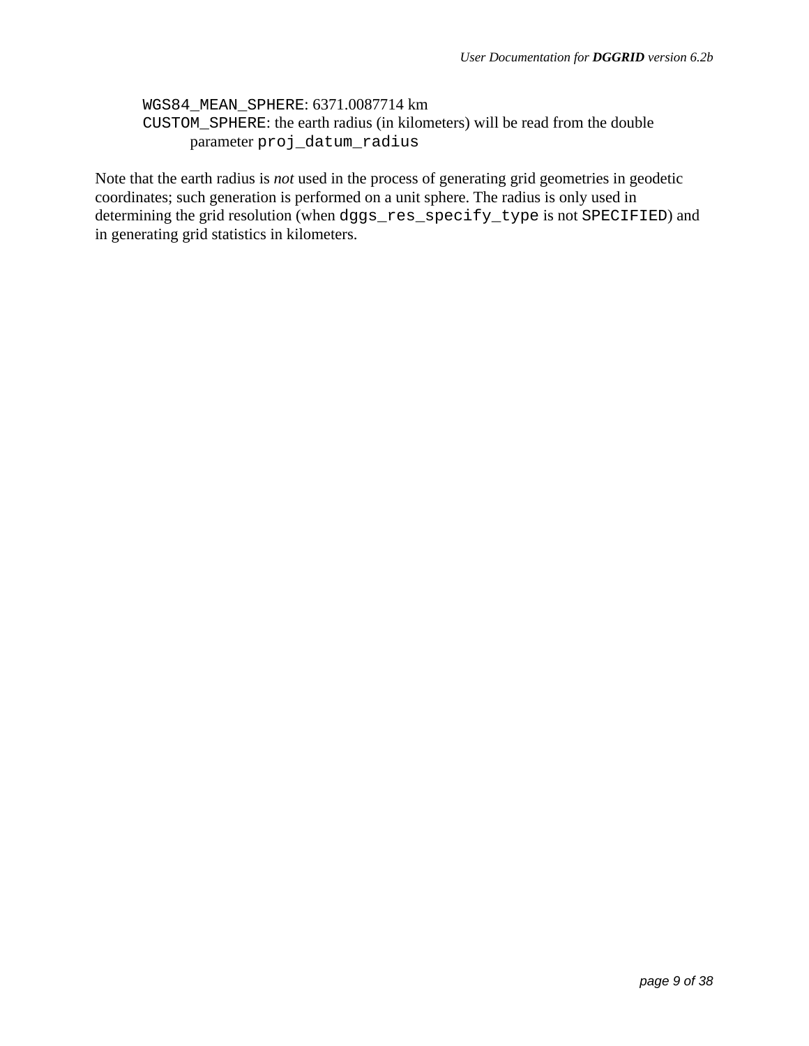`WGS84_MEAN_SPHERE`: 6371.0087714 km
`CUSTOM_SPHERE`: the earth radius (in kilometers) will be read from the double parameter `proj_datum_radius`

Note that the earth radius is *not* used in the process of generating grid geometries in geodetic coordinates; such generation is performed on a unit sphere. The radius is only used in determining the grid resolution (when `dggs_res_specify_type` is not `SPECIFIED`) and in generating grid statistics in kilometers.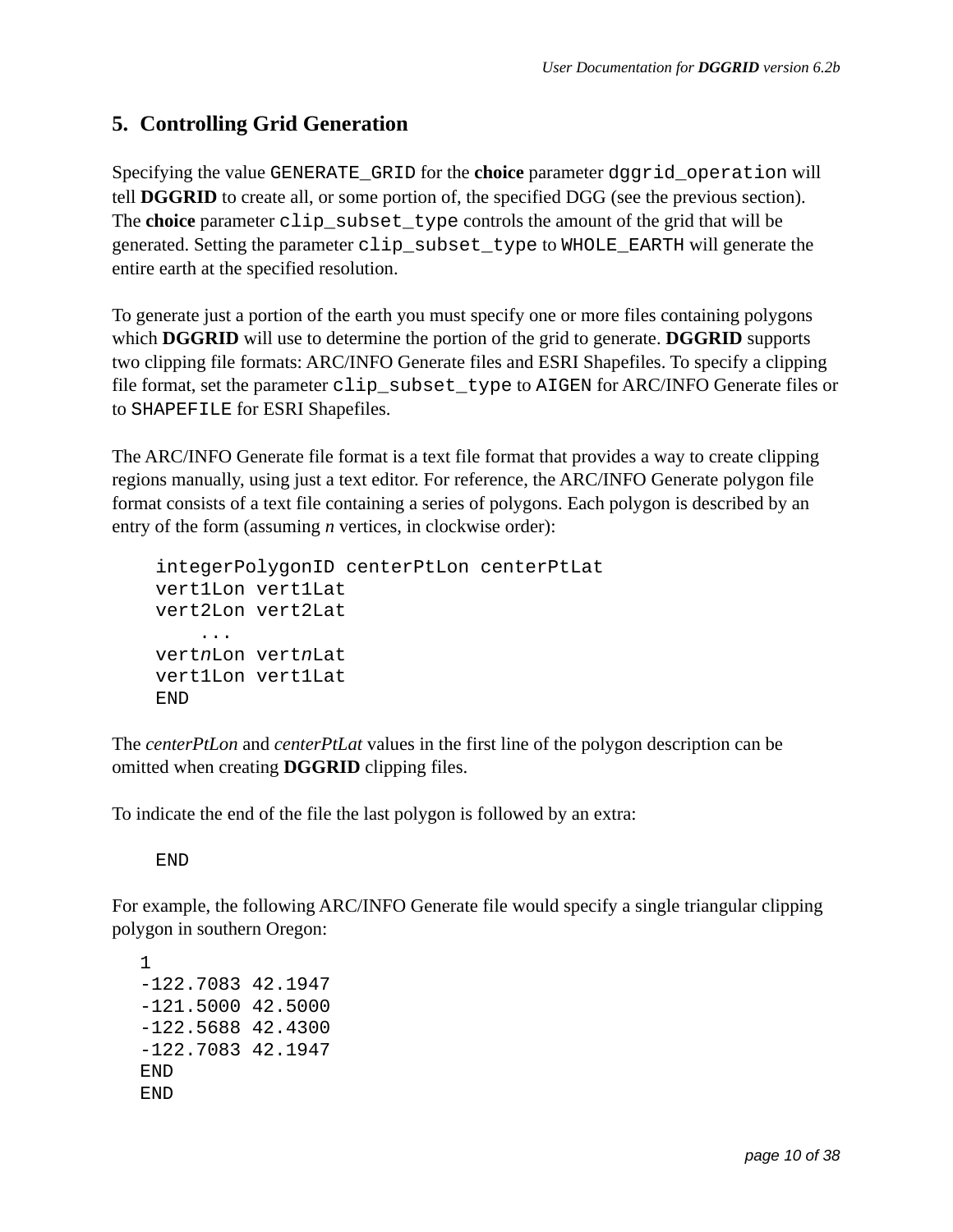## 5. Controlling Grid Generation

Specifying the value `GENERATE_GRID` for the **choice** parameter `dggrid_operation` will tell **DGGRID** to create all, or some portion of, the specified DGG (see the previous section). The **choice** parameter `clip_subset_type` controls the amount of the grid that will be generated. Setting the parameter `clip_subset_type` to `WHOLE_EARTH` will generate the entire earth at the specified resolution.

To generate just a portion of the earth you must specify one or more files containing polygons which **DGGRID** will use to determine the portion of the grid to generate. **DGGRID** supports two clipping file formats: ARC/INFO Generate files and ESRI Shapefiles. To specify a clipping file format, set the parameter `clip_subset_type` to `AIGEN` for ARC/INFO Generate files or to `SHAPEFILE` for ESRI Shapefiles.

The ARC/INFO Generate file format is a text file format that provides a way to create clipping regions manually, using just a text editor. For reference, the ARC/INFO Generate polygon file format consists of a text file containing a series of polygons. Each polygon is described by an entry of the form (assuming *n* vertices, in clockwise order):

```
integerPolygonID centerPtLon centerPtLat
vert1Lon vert1Lat
vert2Lon vert2Lat
    ...
vertnLon vertnLat
vert1Lon vert1Lat
END
```

The *centerPtLon* and *centerPtLat* values in the first line of the polygon description can be omitted when creating **DGGRID** clipping files.

To indicate the end of the file the last polygon is followed by an extra:

```
END
```

For example, the following ARC/INFO Generate file would specify a single triangular clipping polygon in southern Oregon:

```
1
-122.7083 42.1947
-121.5000 42.5000
-122.5688 42.4300
-122.7083 42.1947
END
END
```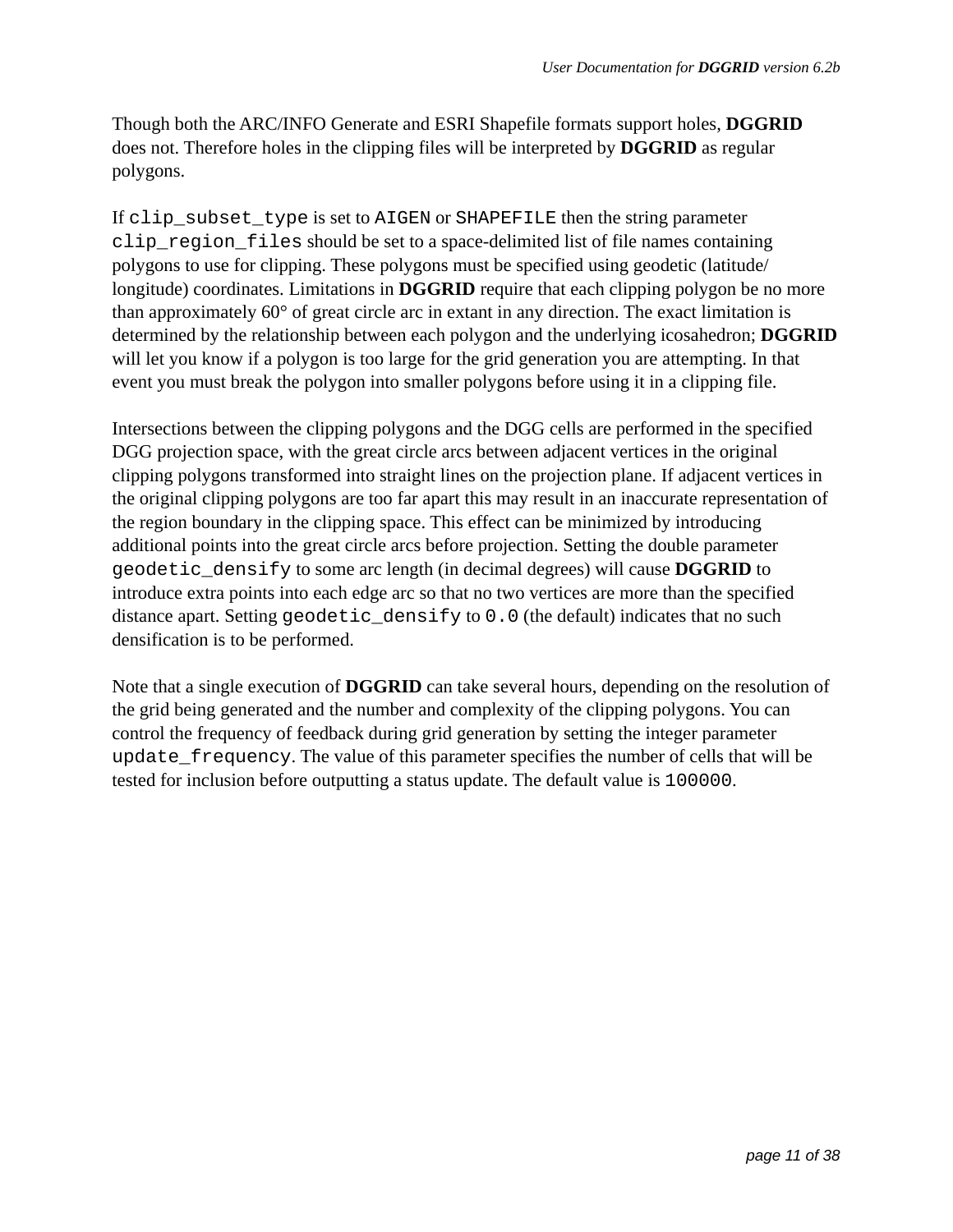Though both the ARC/INFO Generate and ESRI Shapefile formats support holes, **DGGRID** does not. Therefore holes in the clipping files will be interpreted by **DGGRID** as regular polygons.

If `clip_subset_type` is set to `AIGEN` or `SHAPEFILE` then the string parameter `clip_region_files` should be set to a space-delimited list of file names containing polygons to use for clipping. These polygons must be specified using geodetic (latitude/longitude) coordinates. Limitations in **DGGRID** require that each clipping polygon be no more than approximately 60° of great circle arc in extant in any direction. The exact limitation is determined by the relationship between each polygon and the underlying icosahedron; **DGGRID** will let you know if a polygon is too large for the grid generation you are attempting. In that event you must break the polygon into smaller polygons before using it in a clipping file.

Intersections between the clipping polygons and the DGG cells are performed in the specified DGG projection space, with the great circle arcs between adjacent vertices in the original clipping polygons transformed into straight lines on the projection plane. If adjacent vertices in the original clipping polygons are too far apart this may result in an inaccurate representation of the region boundary in the clipping space. This effect can be minimized by introducing additional points into the great circle arcs before projection. Setting the double parameter `geodetic_densify` to some arc length (in decimal degrees) will cause **DGGRID** to introduce extra points into each edge arc so that no two vertices are more than the specified distance apart. Setting `geodetic_densify` to `0.0` (the default) indicates that no such densification is to be performed.

Note that a single execution of **DGGRID** can take several hours, depending on the resolution of the grid being generated and the number and complexity of the clipping polygons. You can control the frequency of feedback during grid generation by setting the integer parameter `update_frequency`. The value of this parameter specifies the number of cells that will be tested for inclusion before outputting a status update. The default value is `100000`.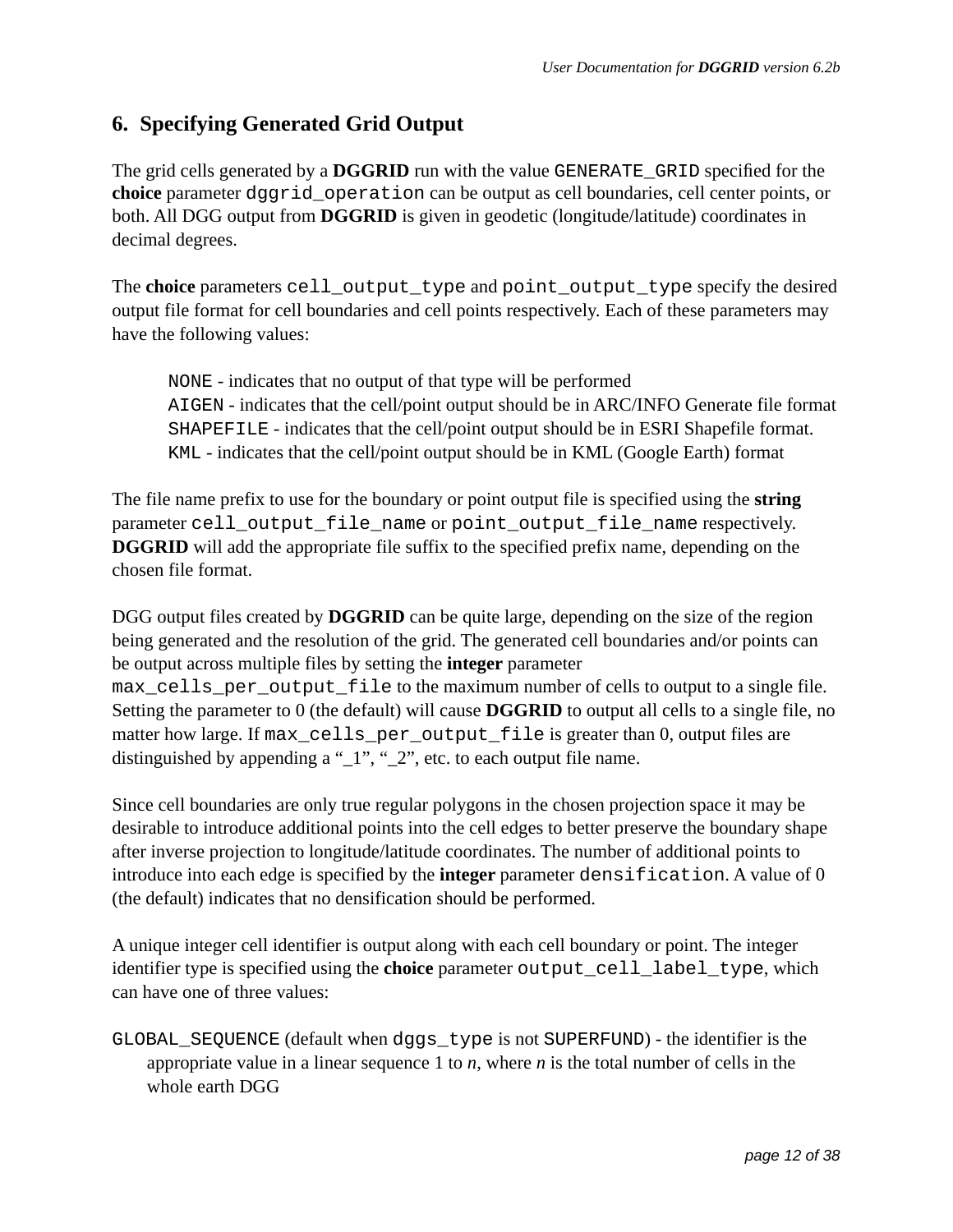## 6. Specifying Generated Grid Output

The grid cells generated by a **DGGRID** run with the value `GENERATE_GRID` specified for the **choice** parameter `dggrid_operation` can be output as cell boundaries, cell center points, or both. All DGG output from **DGGRID** is given in geodetic (longitude/latitude) coordinates in decimal degrees.

The **choice** parameters `cell_output_type` and `point_output_type` specify the desired output file format for cell boundaries and cell points respectively. Each of these parameters may have the following values:

> `NONE` - indicates that no output of that type will be performed
> `AIGEN` - indicates that the cell/point output should be in ARC/INFO Generate file format
> `SHAPEFILE` - indicates that the cell/point output should be in ESRI Shapefile format.
> `KML` - indicates that the cell/point output should be in KML (Google Earth) format

The file name prefix to use for the boundary or point output file is specified using the **string** parameter `cell_output_file_name` or `point_output_file_name` respectively. **DGGRID** will add the appropriate file suffix to the specified prefix name, depending on the chosen file format.

DGG output files created by **DGGRID** can be quite large, depending on the size of the region being generated and the resolution of the grid. The generated cell boundaries and/or points can be output across multiple files by setting the **integer** parameter `max_cells_per_output_file` to the maximum number of cells to output to a single file. Setting the parameter to 0 (the default) will cause **DGGRID** to output all cells to a single file, no matter how large. If `max_cells_per_output_file` is greater than 0, output files are distinguished by appending a "_1", "_2", etc. to each output file name.

Since cell boundaries are only true regular polygons in the chosen projection space it may be desirable to introduce additional points into the cell edges to better preserve the boundary shape after inverse projection to longitude/latitude coordinates. The number of additional points to introduce into each edge is specified by the **integer** parameter `densification`. A value of 0 (the default) indicates that no densification should be performed.

A unique integer cell identifier is output along with each cell boundary or point. The integer identifier type is specified using the **choice** parameter `output_cell_label_type`, which can have one of three values:

`GLOBAL_SEQUENCE` (default when `dggs_type` is not `SUPERFUND`) - the identifier is the appropriate value in a linear sequence 1 to *n*, where *n* is the total number of cells in the whole earth DGG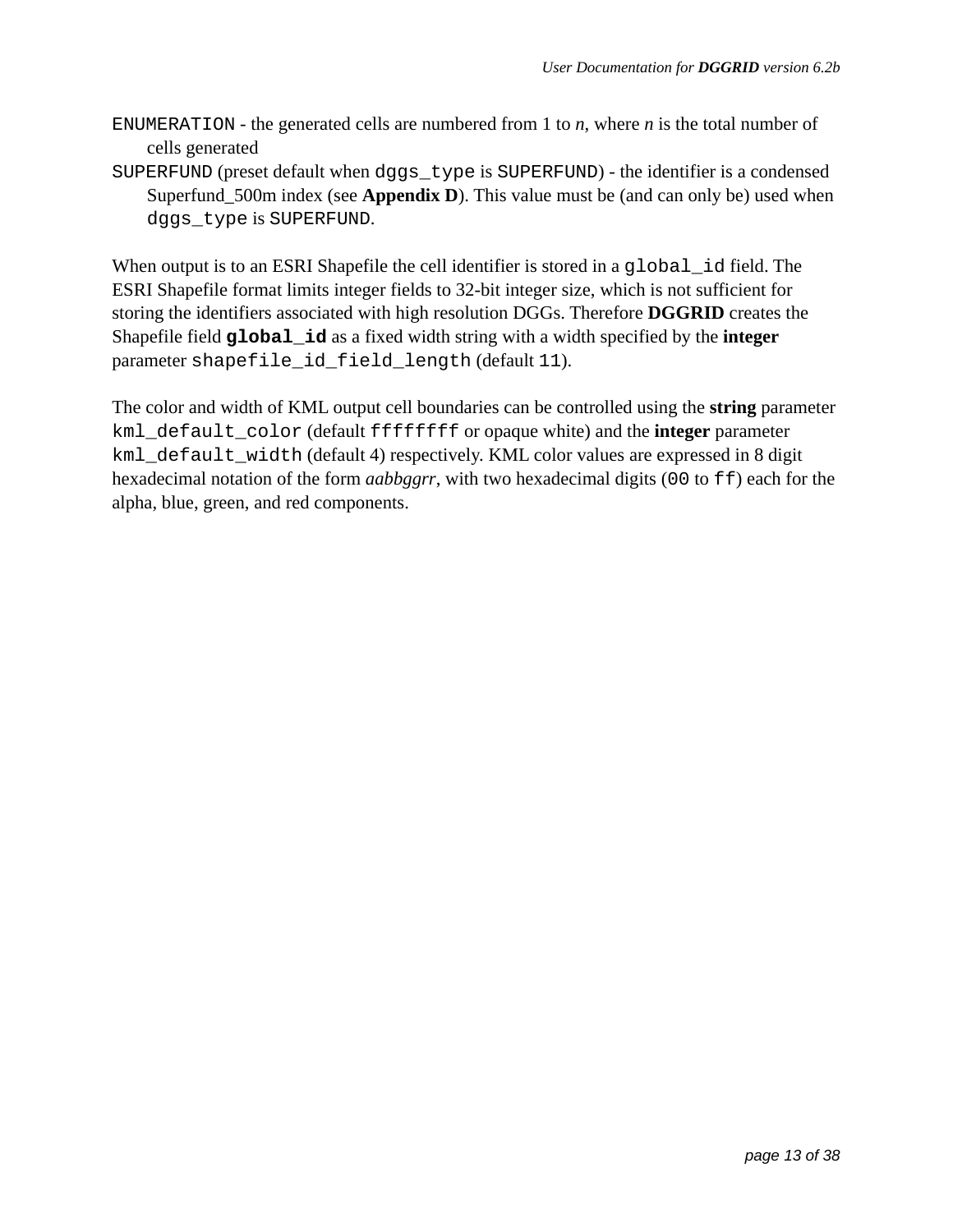`ENUMERATION` - the generated cells are numbered from 1 to *n*, where *n* is the total number of cells generated

`SUPERFUND` (preset default when `dggs_type` is `SUPERFUND`) - the identifier is a condensed Superfund_500m index (see **Appendix D**). This value must be (and can only be) used when `dggs_type` is `SUPERFUND`.

When output is to an ESRI Shapefile the cell identifier is stored in a `global_id` field. The ESRI Shapefile format limits integer fields to 32-bit integer size, which is not sufficient for storing the identifiers associated with high resolution DGGs. Therefore **DGGRID** creates the Shapefile field **`global_id`** as a fixed width string with a width specified by the **integer** parameter `shapefile_id_field_length` (default `11`).

The color and width of KML output cell boundaries can be controlled using the **string** parameter `kml_default_color` (default `ffffffff` or opaque white) and the **integer** parameter `kml_default_width` (default 4) respectively. KML color values are expressed in 8 digit hexadecimal notation of the form *aabbggrr*, with two hexadecimal digits (`00` to `ff`) each for the alpha, blue, green, and red components.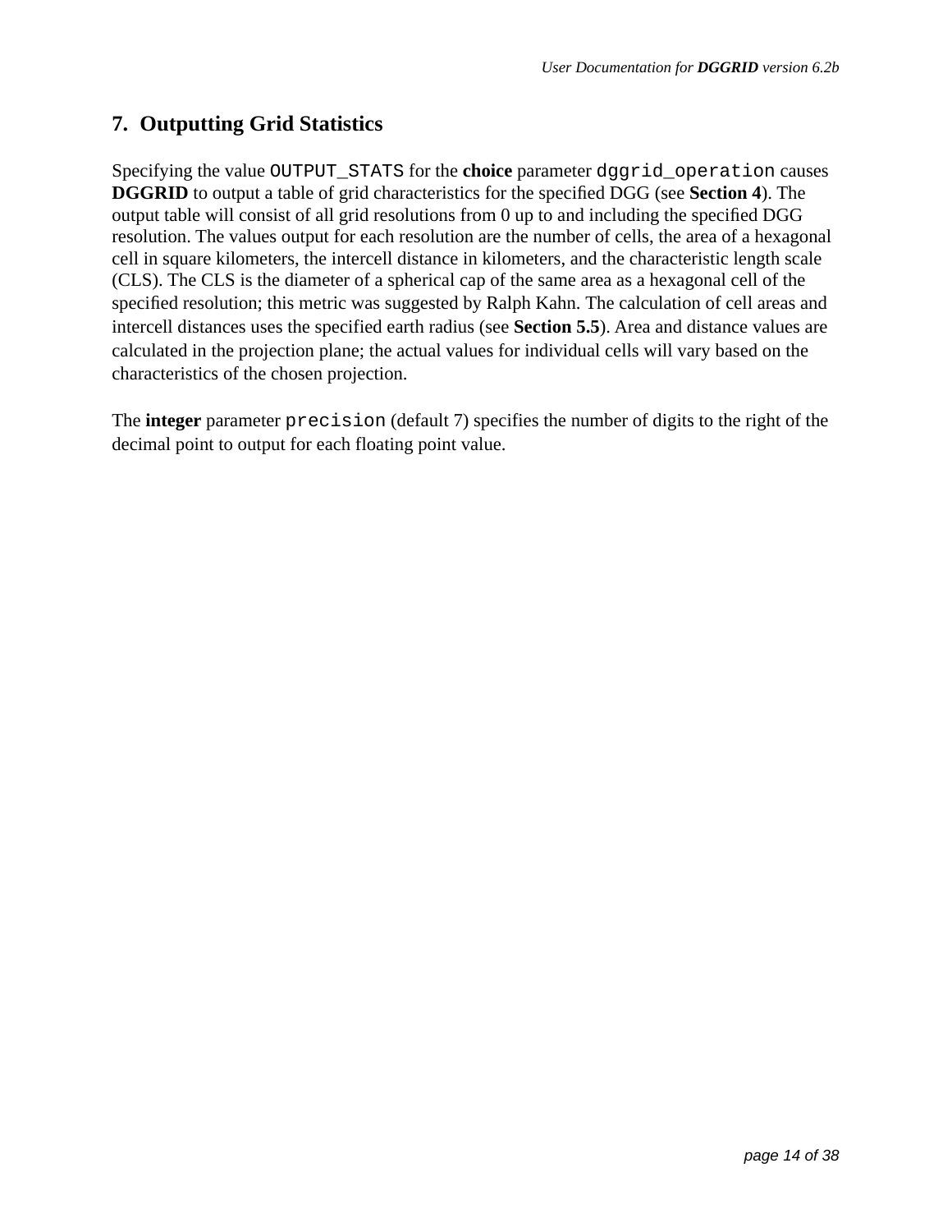## 7. Outputting Grid Statistics

Specifying the value `OUTPUT_STATS` for the **choice** parameter `dggrid_operation` causes **DGGRID** to output a table of grid characteristics for the specified DGG (see **Section 4**). The output table will consist of all grid resolutions from 0 up to and including the specified DGG resolution. The values output for each resolution are the number of cells, the area of a hexagonal cell in square kilometers, the intercell distance in kilometers, and the characteristic length scale (CLS). The CLS is the diameter of a spherical cap of the same area as a hexagonal cell of the specified resolution; this metric was suggested by Ralph Kahn. The calculation of cell areas and intercell distances uses the specified earth radius (see **Section 5.5**). Area and distance values are calculated in the projection plane; the actual values for individual cells will vary based on the characteristics of the chosen projection.

The **integer** parameter `precision` (default 7) specifies the number of digits to the right of the decimal point to output for each floating point value.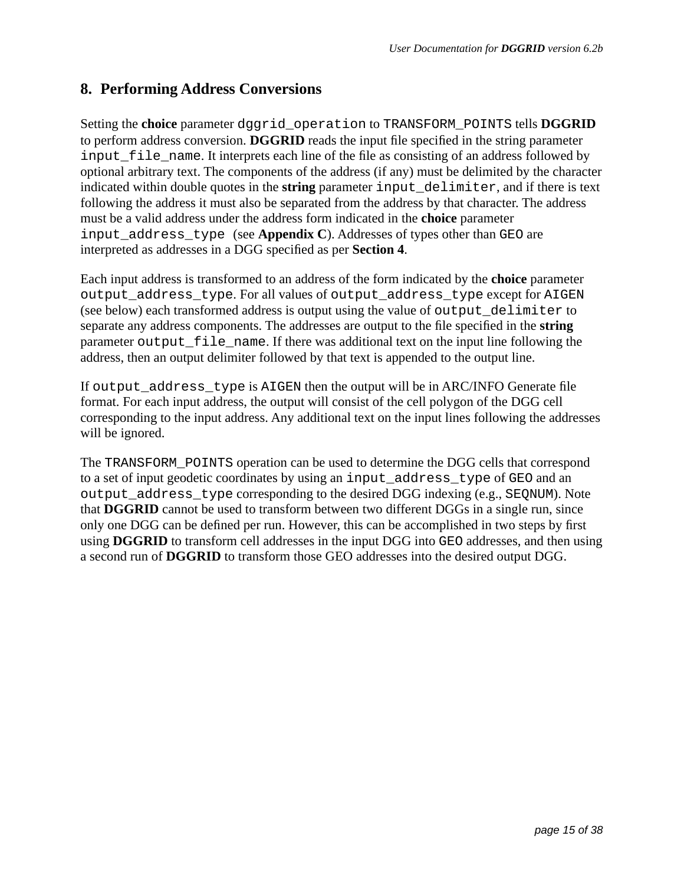## 8. Performing Address Conversions

Setting the **choice** parameter `dggrid_operation` to `TRANSFORM_POINTS` tells **DGGRID** to perform address conversion. **DGGRID** reads the input file specified in the string parameter `input_file_name`. It interprets each line of the file as consisting of an address followed by optional arbitrary text. The components of the address (if any) must be delimited by the character indicated within double quotes in the **string** parameter `input_delimiter`, and if there is text following the address it must also be separated from the address by that character. The address must be a valid address under the address form indicated in the **choice** parameter `input_address_type` (see **Appendix C**). Addresses of types other than `GEO` are interpreted as addresses in a DGG specified as per **Section 4**.

Each input address is transformed to an address of the form indicated by the **choice** parameter `output_address_type`. For all values of `output_address_type` except for `AIGEN` (see below) each transformed address is output using the value of `output_delimiter` to separate any address components. The addresses are output to the file specified in the **string** parameter `output_file_name`. If there was additional text on the input line following the address, then an output delimiter followed by that text is appended to the output line.

If `output_address_type` is `AIGEN` then the output will be in ARC/INFO Generate file format. For each input address, the output will consist of the cell polygon of the DGG cell corresponding to the input address. Any additional text on the input lines following the addresses will be ignored.

The `TRANSFORM_POINTS` operation can be used to determine the DGG cells that correspond to a set of input geodetic coordinates by using an `input_address_type` of `GEO` and an `output_address_type` corresponding to the desired DGG indexing (e.g., `SEQNUM`). Note that **DGGRID** cannot be used to transform between two different DGGs in a single run, since only one DGG can be defined per run. However, this can be accomplished in two steps by first using **DGGRID** to transform cell addresses in the input DGG into `GEO` addresses, and then using a second run of **DGGRID** to transform those GEO addresses into the desired output DGG.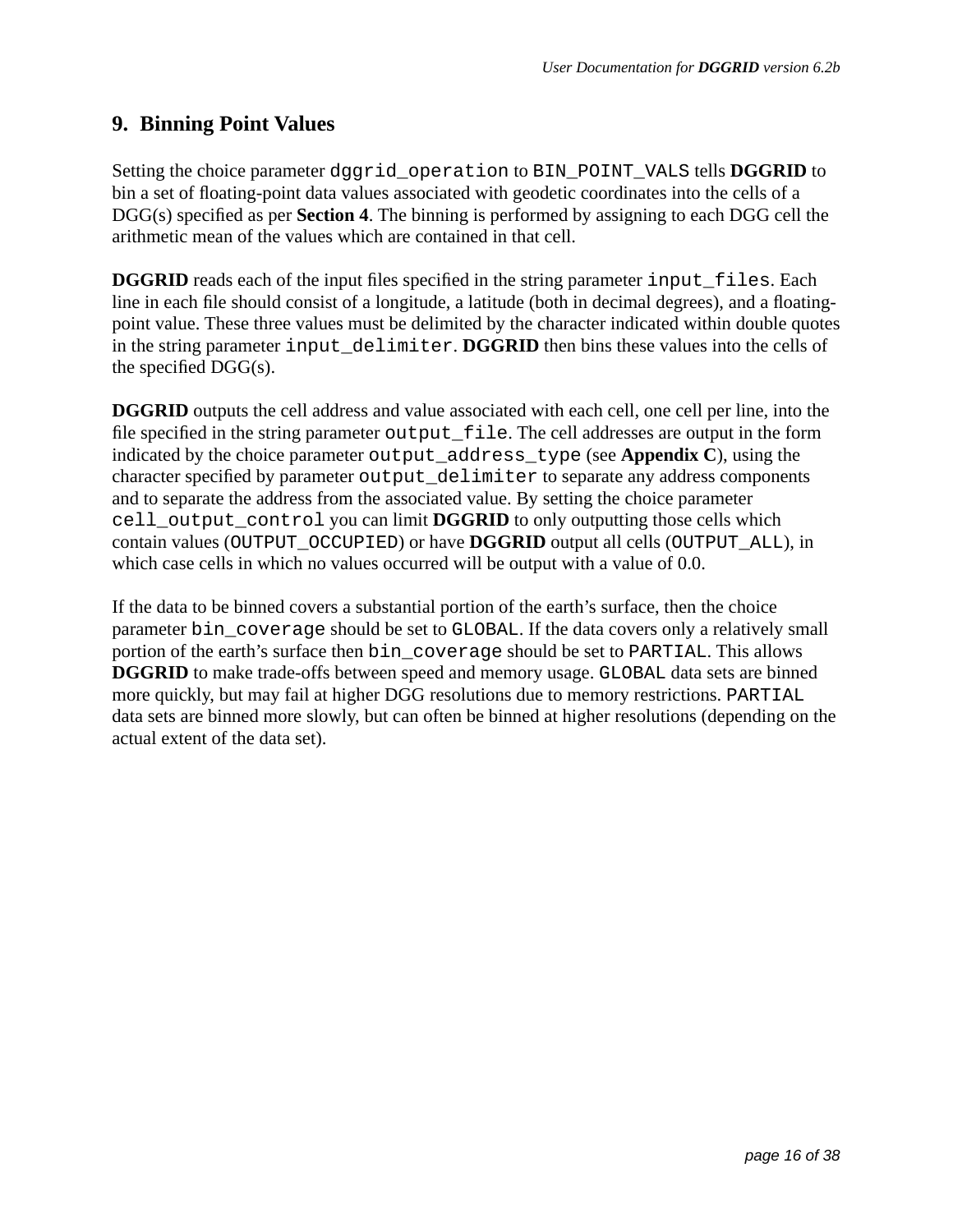## 9. Binning Point Values

Setting the choice parameter `dggrid_operation` to `BIN_POINT_VALS` tells **DGGRID** to bin a set of floating-point data values associated with geodetic coordinates into the cells of a DGG(s) specified as per **Section 4**. The binning is performed by assigning to each DGG cell the arithmetic mean of the values which are contained in that cell.

**DGGRID** reads each of the input files specified in the string parameter `input_files`. Each line in each file should consist of a longitude, a latitude (both in decimal degrees), and a floating-point value. These three values must be delimited by the character indicated within double quotes in the string parameter `input_delimiter`. **DGGRID** then bins these values into the cells of the specified DGG(s).

**DGGRID** outputs the cell address and value associated with each cell, one cell per line, into the file specified in the string parameter `output_file`. The cell addresses are output in the form indicated by the choice parameter `output_address_type` (see **Appendix C**), using the character specified by parameter `output_delimiter` to separate any address components and to separate the address from the associated value. By setting the choice parameter `cell_output_control` you can limit **DGGRID** to only outputting those cells which contain values (`OUTPUT_OCCUPIED`) or have **DGGRID** output all cells (`OUTPUT_ALL`), in which case cells in which no values occurred will be output with a value of 0.0.

If the data to be binned covers a substantial portion of the earth's surface, then the choice parameter `bin_coverage` should be set to `GLOBAL`. If the data covers only a relatively small portion of the earth's surface then `bin_coverage` should be set to `PARTIAL`. This allows **DGGRID** to make trade-offs between speed and memory usage. `GLOBAL` data sets are binned more quickly, but may fail at higher DGG resolutions due to memory restrictions. `PARTIAL` data sets are binned more slowly, but can often be binned at higher resolutions (depending on the actual extent of the data set).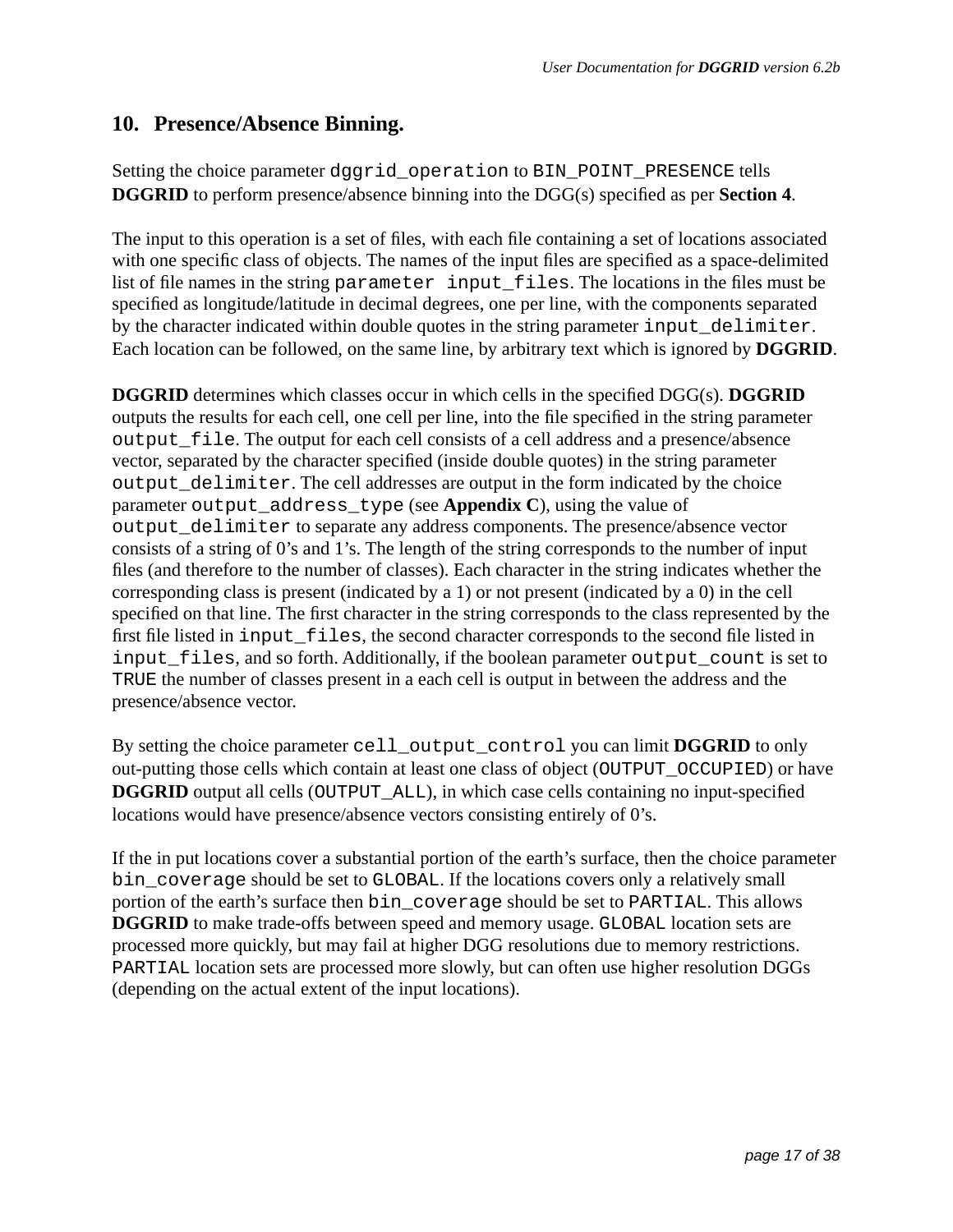## 10. Presence/Absence Binning.

Setting the choice parameter `dggrid_operation` to `BIN_POINT_PRESENCE` tells **DGGRID** to perform presence/absence binning into the DGG(s) specified as per **Section 4**.

The input to this operation is a set of files, with each file containing a set of locations associated with one specific class of objects. The names of the input files are specified as a space-delimited list of file names in the string `parameter input_files`. The locations in the files must be specified as longitude/latitude in decimal degrees, one per line, with the components separated by the character indicated within double quotes in the string parameter `input_delimiter`. Each location can be followed, on the same line, by arbitrary text which is ignored by **DGGRID**.

**DGGRID** determines which classes occur in which cells in the specified DGG(s). **DGGRID** outputs the results for each cell, one cell per line, into the file specified in the string parameter `output_file`. The output for each cell consists of a cell address and a presence/absence vector, separated by the character specified (inside double quotes) in the string parameter `output_delimiter`. The cell addresses are output in the form indicated by the choice parameter `output_address_type` (see **Appendix C**), using the value of `output_delimiter` to separate any address components. The presence/absence vector consists of a string of 0's and 1's. The length of the string corresponds to the number of input files (and therefore to the number of classes). Each character in the string indicates whether the corresponding class is present (indicated by a 1) or not present (indicated by a 0) in the cell specified on that line. The first character in the string corresponds to the class represented by the first file listed in `input_files`, the second character corresponds to the second file listed in `input_files`, and so forth. Additionally, if the boolean parameter `output_count` is set to `TRUE` the number of classes present in a each cell is output in between the address and the presence/absence vector.

By setting the choice parameter `cell_output_control` you can limit **DGGRID** to only out-putting those cells which contain at least one class of object (`OUTPUT_OCCUPIED`) or have **DGGRID** output all cells (`OUTPUT_ALL`), in which case cells containing no input-specified locations would have presence/absence vectors consisting entirely of 0's.

If the in put locations cover a substantial portion of the earth's surface, then the choice parameter `bin_coverage` should be set to `GLOBAL`. If the locations covers only a relatively small portion of the earth's surface then `bin_coverage` should be set to `PARTIAL`. This allows **DGGRID** to make trade-offs between speed and memory usage. `GLOBAL` location sets are processed more quickly, but may fail at higher DGG resolutions due to memory restrictions. `PARTIAL` location sets are processed more slowly, but can often use higher resolution DGGs (depending on the actual extent of the input locations).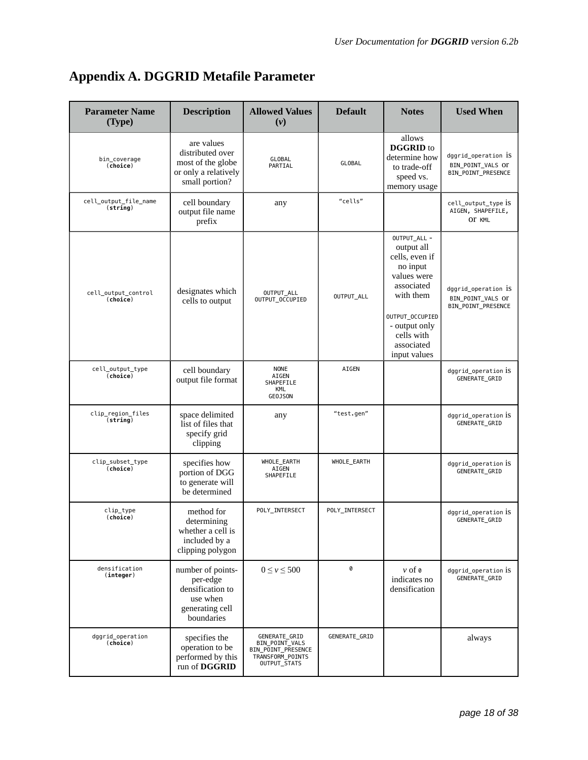# Appendix A. DGGRID Metafile Parameter

| Parameter Name (Type) | Description | Allowed Values (*v*) | Default | Notes | Used When |
|---|---|---|---|---|---|
| bin_coverage (**choice**) | are values distributed over most of the globe or only a relatively small portion? | GLOBAL<br>PARTIAL | GLOBAL | allows **DGGRID** to determine how to trade-off speed vs. memory usage | dggrid_operation is BIN_POINT_VALS or BIN_POINT_PRESENCE |
| cell_output_file_name (**string**) | cell boundary output file name prefix | any | "cells" | | cell_output_type is AIGEN, SHAPEFILE, or KML |
| cell_output_control (**choice**) | designates which cells to output | OUTPUT_ALL<br>OUTPUT_OCCUPIED | OUTPUT_ALL | OUTPUT_ALL - output all cells, even if no input values were associated with them<br><br>OUTPUT_OCCUPIED - output only cells with associated input values | dggrid_operation is BIN_POINT_VALS or BIN_POINT_PRESENCE |
| cell_output_type (**choice**) | cell boundary output file format | NONE<br>AIGEN<br>SHAPEFILE<br>KML<br>GEOJSON | AIGEN | | dggrid_operation is GENERATE_GRID |
| clip_region_files (**string**) | space delimited list of files that specify grid clipping | any | "test.gen" | | dggrid_operation is GENERATE_GRID |
| clip_subset_type (**choice**) | specifies how portion of DGG to generate will be determined | WHOLE_EARTH<br>AIGEN<br>SHAPEFILE | WHOLE_EARTH | | dggrid_operation is GENERATE_GRID |
| clip_type (**choice**) | method for determining whether a cell is included by a clipping polygon | POLY_INTERSECT | POLY_INTERSECT | | dggrid_operation is GENERATE_GRID |
| densification (**integer**) | number of points-per-edge densification to use when generating cell boundaries | $0 \leq v \leq 500$ | 0 | *v* of 0 indicates no densification | dggrid_operation is GENERATE_GRID |
| dggrid_operation (**choice**) | specifies the operation to be performed by this run of **DGGRID** | GENERATE_GRID<br>BIN_POINT_VALS<br>BIN_POINT_PRESENCE<br>TRANSFORM_POINTS<br>OUTPUT_STATS | GENERATE_GRID | | always |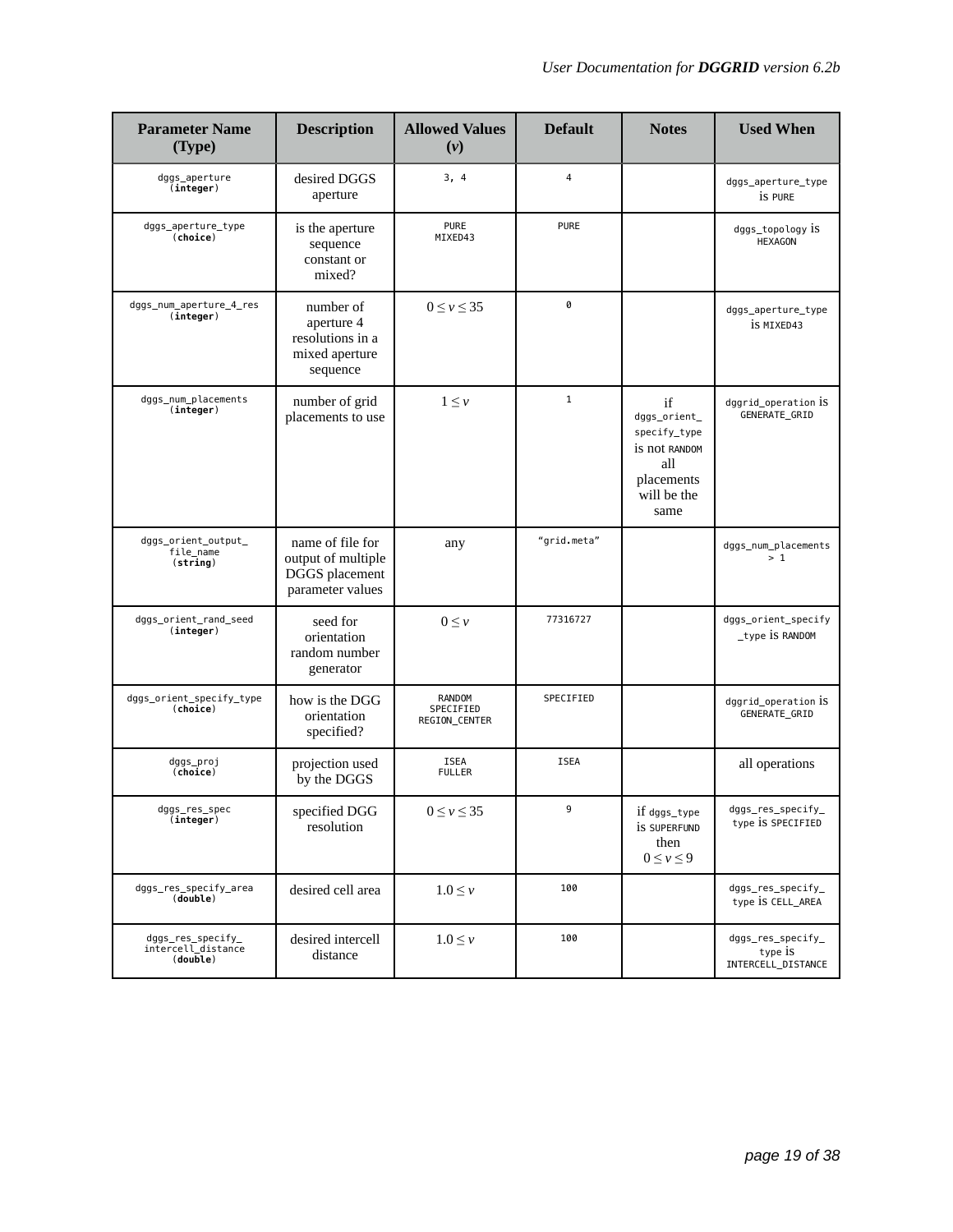| Parameter Name (Type) | Description | Allowed Values ($v$) | Default | Notes | Used When |
|---|---|---|---|---|---|
| dggs_aperture (**integer**) | desired DGGS aperture | 3, 4 | 4 | | dggs_aperture_type is PURE |
| dggs_aperture_type (**choice**) | is the aperture sequence constant or mixed? | PURE MIXED43 | PURE | | dggs_topology is HEXAGON |
| dggs_num_aperture_4_res (**integer**) | number of aperture 4 resolutions in a mixed aperture sequence | $0 \leq v \leq 35$ | 0 | | dggs_aperture_type is MIXED43 |
| dggs_num_placements (**integer**) | number of grid placements to use | $1 \leq v$ | 1 | if dggs_orient_specify_type is not RANDOM all placements will be the same | dggrid_operation is GENERATE_GRID |
| dggs_orient_output_file_name (**string**) | name of file for output of multiple DGGS placement parameter values | any | "grid.meta" | | dggs_num_placements > 1 |
| dggs_orient_rand_seed (**integer**) | seed for orientation random number generator | $0 \leq v$ | 77316727 | | dggs_orient_specify_type is RANDOM |
| dggs_orient_specify_type (**choice**) | how is the DGG orientation specified? | RANDOM SPECIFIED REGION_CENTER | SPECIFIED | | dggrid_operation is GENERATE_GRID |
| dggs_proj (**choice**) | projection used by the DGGS | ISEA FULLER | ISEA | | all operations |
| dggs_res_spec (**integer**) | specified DGG resolution | $0 \leq v \leq 35$ | 9 | if dggs_type is SUPERFUND then $0 \leq v \leq 9$ | dggs_res_specify_type is SPECIFIED |
| dggs_res_specify_area (**double**) | desired cell area | $1.0 \leq v$ | 100 | | dggs_res_specify_type is CELL_AREA |
| dggs_res_specify_intercell_distance (**double**) | desired intercell distance | $1.0 \leq v$ | 100 | | dggs_res_specify_type is INTERCELL_DISTANCE |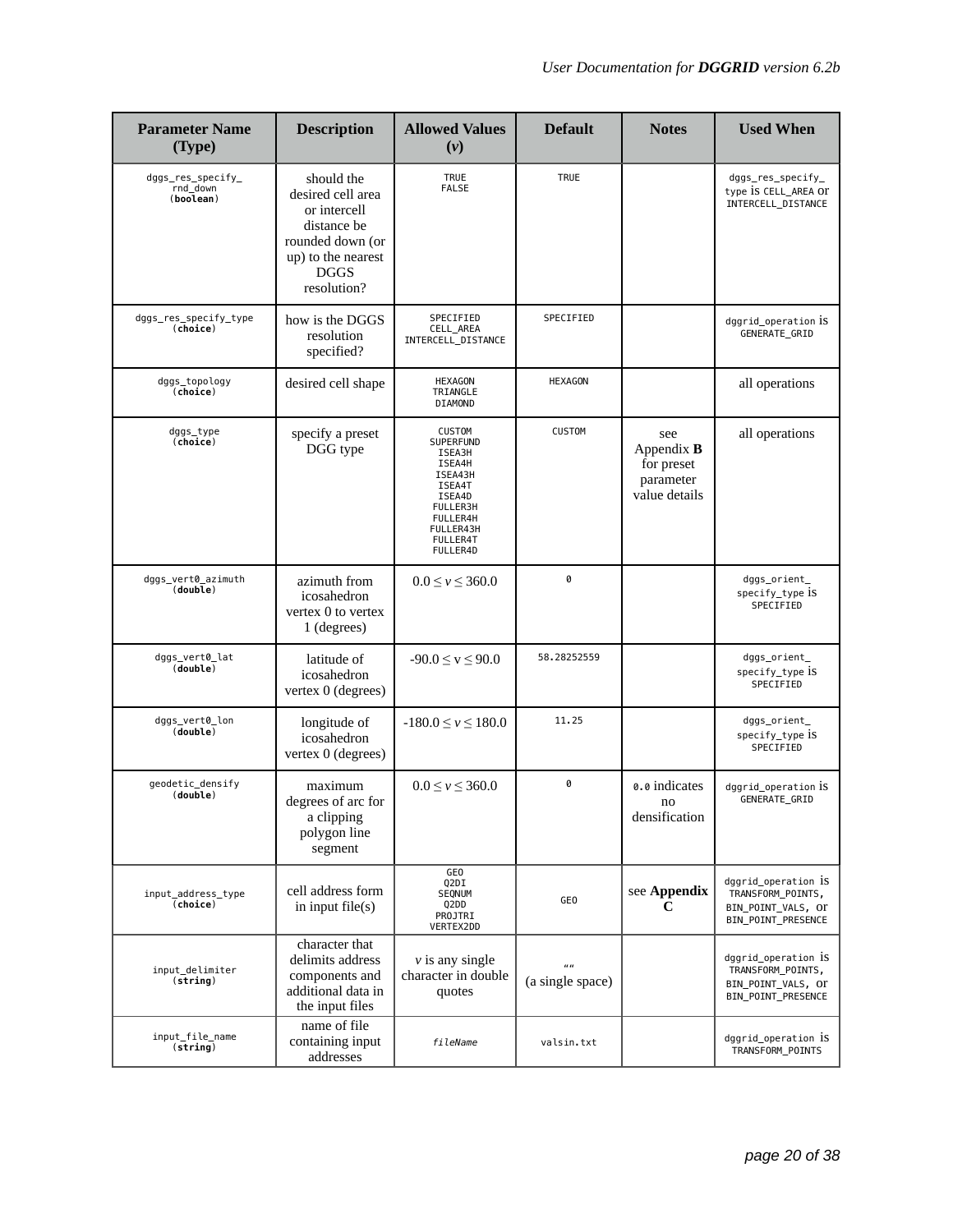| Parameter Name (Type) | Description | Allowed Values ($v$) | Default | Notes | Used When |
|---|---|---|---|---|---|
| dggs_res_specify_rnd_down (**boolean**) | should the desired cell area or intercell distance be rounded down (or up) to the nearest DGGS resolution? | TRUE FALSE | TRUE | | dggs_res_specify_type is CELL_AREA or INTERCELL_DISTANCE |
| dggs_res_specify_type (**choice**) | how is the DGGS resolution specified? | SPECIFIED CELL_AREA INTERCELL_DISTANCE | SPECIFIED | | dggrid_operation is GENERATE_GRID |
| dggs_topology (**choice**) | desired cell shape | HEXAGON TRIANGLE DIAMOND | HEXAGON | | all operations |
| dggs_type (**choice**) | specify a preset DGG type | CUSTOM SUPERFUND ISEA3H ISEA4H ISEA43H ISEA4T ISEA4D FULLER3H FULLER4H FULLER43H FULLER4T FULLER4D | CUSTOM | see Appendix **B** for preset parameter value details | all operations |
| dggs_vert0_azimuth (**double**) | azimuth from icosahedron vertex 0 to vertex 1 (degrees) | $0.0 \leq v \leq 360.0$ | 0 | | dggs_orient_specify_type is SPECIFIED |
| dggs_vert0_lat (**double**) | latitude of icosahedron vertex 0 (degrees) | $-90.0 \leq v \leq 90.0$ | 58.28252559 | | dggs_orient_specify_type is SPECIFIED |
| dggs_vert0_lon (**double**) | longitude of icosahedron vertex 0 (degrees) | $-180.0 \leq v \leq 180.0$ | 11.25 | | dggs_orient_specify_type is SPECIFIED |
| geodetic_densify (**double**) | maximum degrees of arc for a clipping polygon line segment | $0.0 \leq v \leq 360.0$ | 0 | 0.0 indicates no densification | dggrid_operation is GENERATE_GRID |
| input_address_type (**choice**) | cell address form in input file(s) | GEO Q2DI SEQNUM Q2DD PROJTRI VERTEX2DD | GEO | see **Appendix C** | dggrid_operation is TRANSFORM_POINTS, BIN_POINT_VALS, or BIN_POINT_PRESENCE |
| input_delimiter (**string**) | character that delimits address components and additional data in the input files | $v$ is any single character in double quotes | " " (a single space) | | dggrid_operation is TRANSFORM_POINTS, BIN_POINT_VALS, or BIN_POINT_PRESENCE |
| input_file_name (**string**) | name of file containing input addresses | *fileName* | valsin.txt | | dggrid_operation is TRANSFORM_POINTS |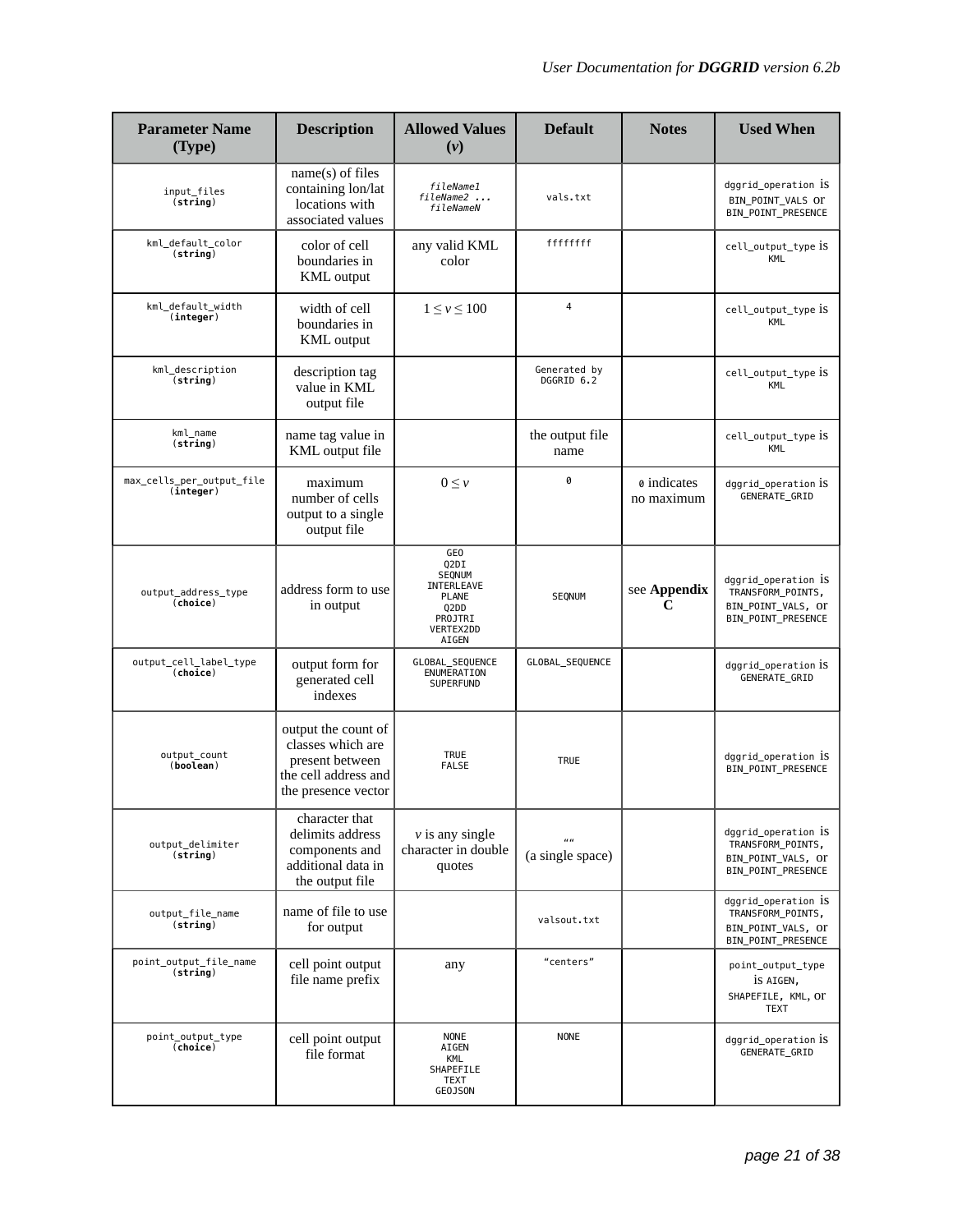| Parameter Name (Type) | Description | Allowed Values (*v*) | Default | Notes | Used When |
|---|---|---|---|---|---|
| `input_files` (**string**) | name(s) of files containing lon/lat locations with associated values | *fileName1 fileName2 ... fileNameN* | `vals.txt` | | `dggrid_operation` is `BIN_POINT_VALS` or `BIN_POINT_PRESENCE` |
| `kml_default_color` (**string**) | color of cell boundaries in KML output | any valid KML color | `ffffffff` | | `cell_output_type` is `KML` |
| `kml_default_width` (**integer**) | width of cell boundaries in KML output | $1 \leq v \leq 100$ | `4` | | `cell_output_type` is `KML` |
| `kml_description` (**string**) | description tag value in KML output file | | `Generated by DGGRID 6.2` | | `cell_output_type` is `KML` |
| `kml_name` (**string**) | name tag value in KML output file | | the output file name | | `cell_output_type` is `KML` |
| `max_cells_per_output_file` (**integer**) | maximum number of cells output to a single output file | $0 \leq v$ | `0` | `0` indicates no maximum | `dggrid_operation` is `GENERATE_GRID` |
| `output_address_type` (**choice**) | address form to use in output | `GEO` `Q2DI` `SEQNUM` `INTERLEAVE` `PLANE` `Q2DD` `PROJTRI` `VERTEX2DD` `AIGEN` | `SEQNUM` | see **Appendix C** | `dggrid_operation` is `TRANSFORM_POINTS`, `BIN_POINT_VALS`, or `BIN_POINT_PRESENCE` |
| `output_cell_label_type` (**choice**) | output form for generated cell indexes | `GLOBAL_SEQUENCE` `ENUMERATION` `SUPERFUND` | `GLOBAL_SEQUENCE` | | `dggrid_operation` is `GENERATE_GRID` |
| `output_count` (**boolean**) | output the count of classes which are present between the cell address and the presence vector | `TRUE` `FALSE` | `TRUE` | | `dggrid_operation` is `BIN_POINT_PRESENCE` |
| `output_delimiter` (**string**) | character that delimits address components and additional data in the output file | *v* is any single character in double quotes | `" "` (a single space) | | `dggrid_operation` is `TRANSFORM_POINTS`, `BIN_POINT_VALS`, or `BIN_POINT_PRESENCE` |
| `output_file_name` (**string**) | name of file to use for output | | `valsout.txt` | | `dggrid_operation` is `TRANSFORM_POINTS`, `BIN_POINT_VALS`, or `BIN_POINT_PRESENCE` |
| `point_output_file_name` (**string**) | cell point output file name prefix | any | `"centers"` | | `point_output_type` is `AIGEN`, `SHAPEFILE`, `KML`, or `TEXT` |
| `point_output_type` (**choice**) | cell point output file format | `NONE` `AIGEN` `KML` `SHAPEFILE` `TEXT` `GEOJSON` | `NONE` | | `dggrid_operation` is `GENERATE_GRID` |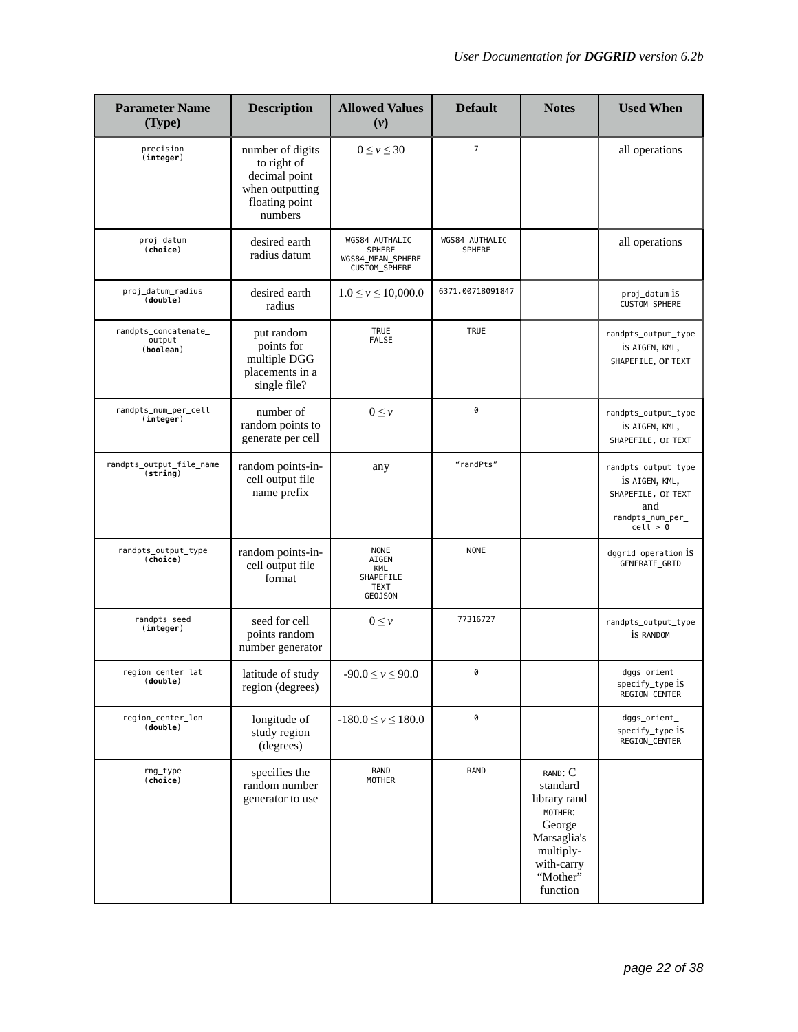| Parameter Name (Type) | Description | Allowed Values ($v$) | Default | Notes | Used When |
|---|---|---|---|---|---|
| precision (**integer**) | number of digits to right of decimal point when outputting floating point numbers | $0 \leq v \leq 30$ | 7 | | all operations |
| proj_datum (**choice**) | desired earth radius datum | WGS84_AUTHALIC_SPHERE WGS84_MEAN_SPHERE CUSTOM_SPHERE | WGS84_AUTHALIC_SPHERE | | all operations |
| proj_datum_radius (**double**) | desired earth radius | $1.0 \leq v \leq 10{,}000.0$ | 6371.00718091847 | | proj_datum is CUSTOM_SPHERE |
| randpts_concatenate_output (**boolean**) | put random points for multiple DGG placements in a single file? | TRUE FALSE | TRUE | | randpts_output_type is AIGEN, KML, SHAPEFILE, or TEXT |
| randpts_num_per_cell (**integer**) | number of random points to generate per cell | $0 \leq v$ | 0 | | randpts_output_type is AIGEN, KML, SHAPEFILE, or TEXT |
| randpts_output_file_name (**string**) | random points-in-cell output file name prefix | any | "randPts" | | randpts_output_type is AIGEN, KML, SHAPEFILE, or TEXT and randpts_num_per_cell > 0 |
| randpts_output_type (**choice**) | random points-in-cell output file format | NONE AIGEN KML SHAPEFILE TEXT GEOJSON | NONE | | dggrid_operation is GENERATE_GRID |
| randpts_seed (**integer**) | seed for cell points random number generator | $0 \leq v$ | 77316727 | | randpts_output_type is RANDOM |
| region_center_lat (**double**) | latitude of study region (degrees) | $-90.0 \leq v \leq 90.0$ | 0 | | dggs_orient_specify_type is REGION_CENTER |
| region_center_lon (**double**) | longitude of study region (degrees) | $-180.0 \leq v \leq 180.0$ | 0 | | dggs_orient_specify_type is REGION_CENTER |
| rng_type (**choice**) | specifies the random number generator to use | RAND MOTHER | RAND | RAND: C standard library rand MOTHER: George Marsaglia's multiply-with-carry "Mother" function | |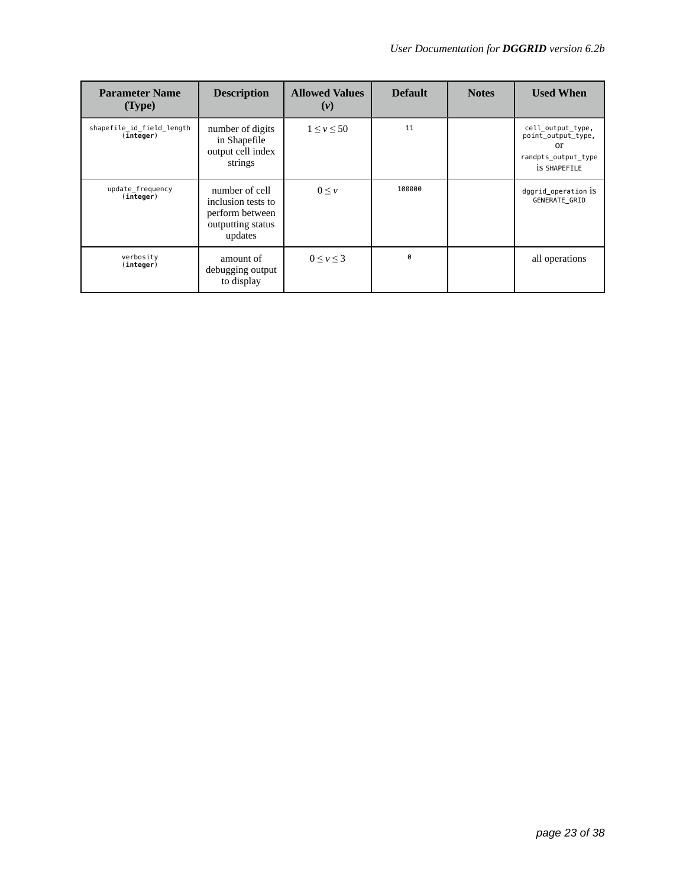| Parameter Name (Type) | Description | Allowed Values ($v$) | Default | Notes | Used When |
|---|---|---|---|---|---|
| shapefile_id_field_length (**integer**) | number of digits in Shapefile output cell index strings | $1 \leq v \leq 50$ | 11 | | cell_output_type, point_output_type, or randpts_output_type is SHAPEFILE |
| update_frequency (**integer**) | number of cell inclusion tests to perform between outputting status updates | $0 \leq v$ | 100000 | | dggrid_operation is GENERATE_GRID |
| verbosity (**integer**) | amount of debugging output to display | $0 \leq v \leq 3$ | 0 | | all operations |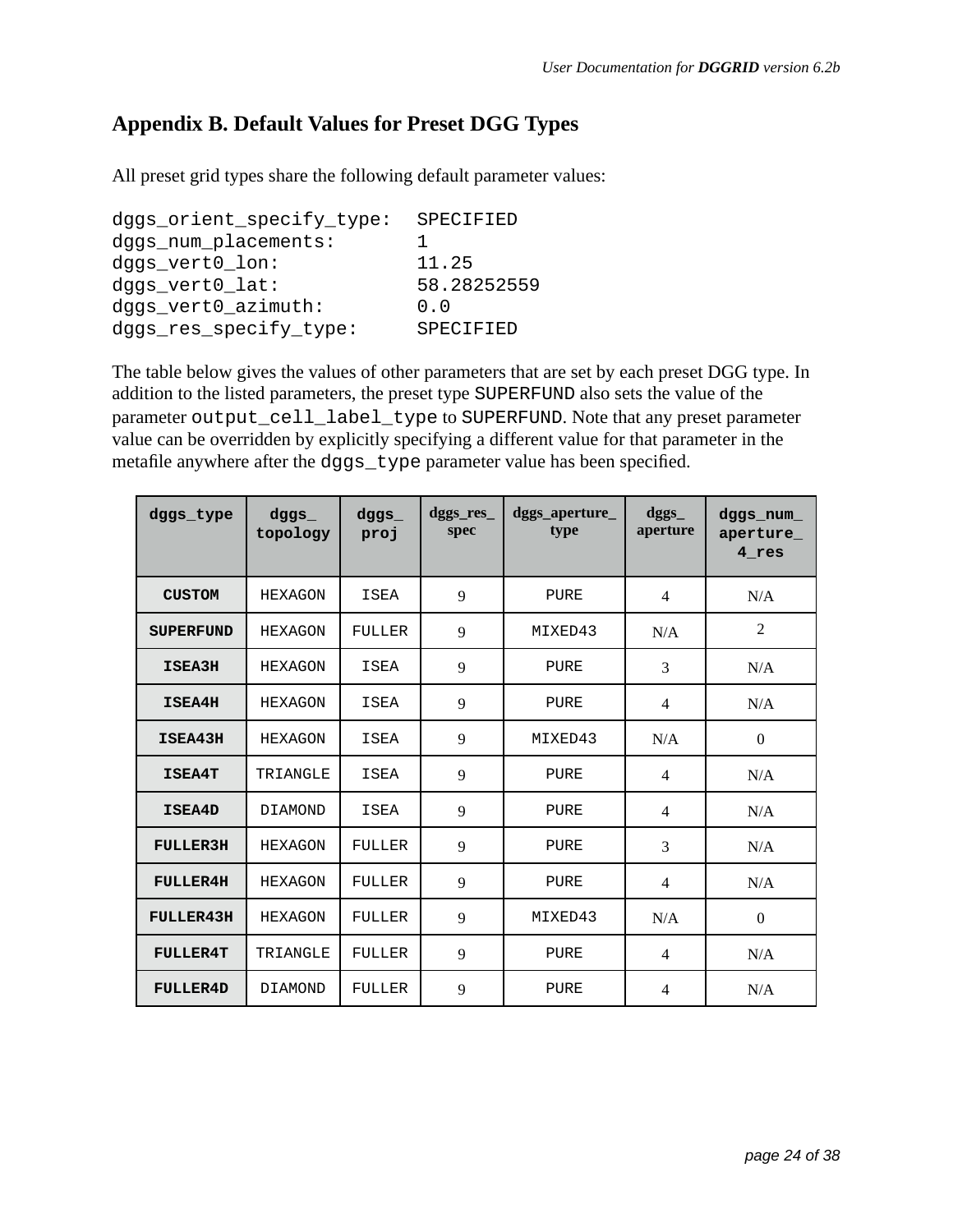## Appendix B. Default Values for Preset DGG Types

All preset grid types share the following default parameter values:

```
dggs_orient_specify_type:  SPECIFIED
dggs_num_placements:       1
dggs_vert0_lon:            11.25
dggs_vert0_lat:            58.28252559
dggs_vert0_azimuth:        0.0
dggs_res_specify_type:     SPECIFIED
```

The table below gives the values of other parameters that are set by each preset DGG type. In addition to the listed parameters, the preset type SUPERFUND also sets the value of the parameter output_cell_label_type to SUPERFUND. Note that any preset parameter value can be overridden by explicitly specifying a different value for that parameter in the metafile anywhere after the dggs_type parameter value has been specified.

| dggs_type | dggs_topology | dggs_proj | dggs_res_spec | dggs_aperture_type | dggs_aperture | dggs_num_aperture_4_res |
|---|---|---|---|---|---|---|
| **CUSTOM** | HEXAGON | ISEA | 9 | PURE | 4 | N/A |
| **SUPERFUND** | HEXAGON | FULLER | 9 | MIXED43 | N/A | 2 |
| **ISEA3H** | HEXAGON | ISEA | 9 | PURE | 3 | N/A |
| **ISEA4H** | HEXAGON | ISEA | 9 | PURE | 4 | N/A |
| **ISEA43H** | HEXAGON | ISEA | 9 | MIXED43 | N/A | 0 |
| **ISEA4T** | TRIANGLE | ISEA | 9 | PURE | 4 | N/A |
| **ISEA4D** | DIAMOND | ISEA | 9 | PURE | 4 | N/A |
| **FULLER3H** | HEXAGON | FULLER | 9 | PURE | 3 | N/A |
| **FULLER4H** | HEXAGON | FULLER | 9 | PURE | 4 | N/A |
| **FULLER43H** | HEXAGON | FULLER | 9 | MIXED43 | N/A | 0 |
| **FULLER4T** | TRIANGLE | FULLER | 9 | PURE | 4 | N/A |
| **FULLER4D** | DIAMOND | FULLER | 9 | PURE | 4 | N/A |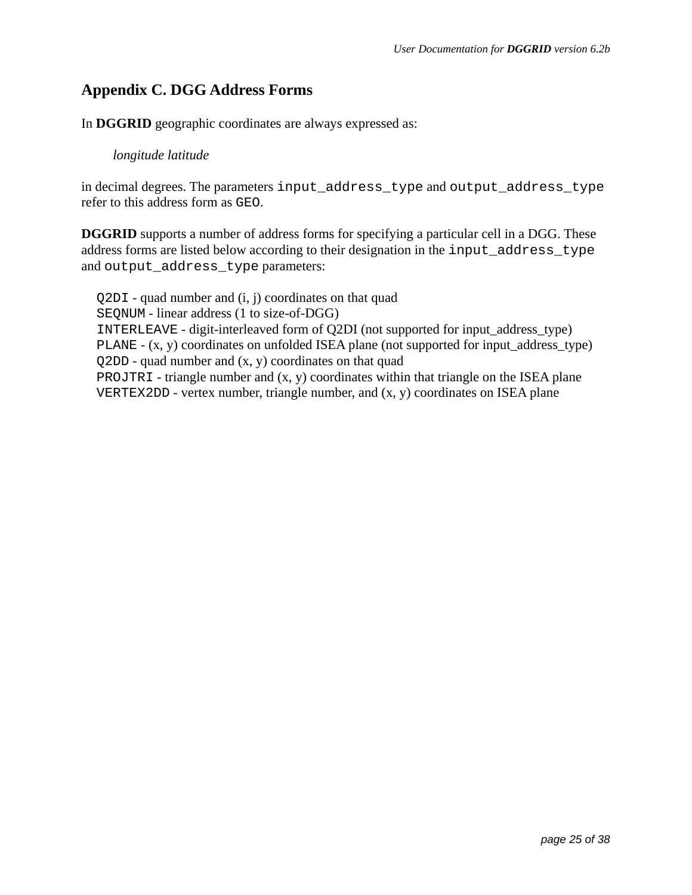## Appendix C. DGG Address Forms

In **DGGRID** geographic coordinates are always expressed as:

*longitude latitude*

in decimal degrees. The parameters `input_address_type` and `output_address_type` refer to this address form as `GEO`.

**DGGRID** supports a number of address forms for specifying a particular cell in a DGG. These address forms are listed below according to their designation in the `input_address_type` and `output_address_type` parameters:

`Q2DI` - quad number and (i, j) coordinates on that quad  
`SEQNUM` - linear address (1 to size-of-DGG)  
`INTERLEAVE` - digit-interleaved form of Q2DI (not supported for input_address_type)  
`PLANE` - (x, y) coordinates on unfolded ISEA plane (not supported for input_address_type)  
`Q2DD` - quad number and (x, y) coordinates on that quad  
`PROJTRI` - triangle number and (x, y) coordinates within that triangle on the ISEA plane  
`VERTEX2DD` - vertex number, triangle number, and (x, y) coordinates on ISEA plane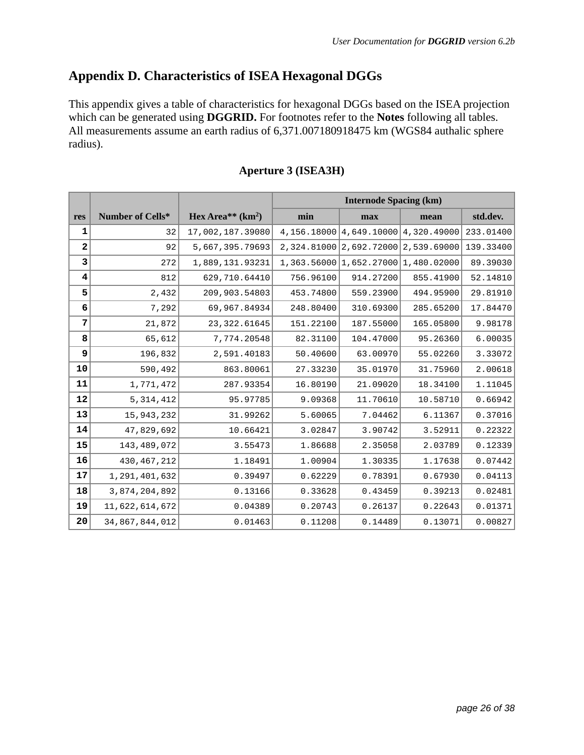# Appendix D. Characteristics of ISEA Hexagonal DGGs

This appendix gives a table of characteristics for hexagonal DGGs based on the ISEA projection which can be generated using **DGGRID.** For footnotes refer to the **Notes** following all tables. All measurements assume an earth radius of 6,371.007180918475 km (WGS84 authalic sphere radius).

### Aperture 3 (ISEA3H)

| res | Number of Cells* | Hex Area** (km$^2$) | Internode Spacing (km) | | | |
|---|---|---|---|---|---|---|
| | | | min | max | mean | std.dev. |
| 1 | 32 | 17,002,187.39080 | 4,156.18000 | 4,649.10000 | 4,320.49000 | 233.01400 |
| 2 | 92 | 5,667,395.79693 | 2,324.81000 | 2,692.72000 | 2,539.69000 | 139.33400 |
| 3 | 272 | 1,889,131.93231 | 1,363.56000 | 1,652.27000 | 1,480.02000 | 89.39030 |
| 4 | 812 | 629,710.64410 | 756.96100 | 914.27200 | 855.41900 | 52.14810 |
| 5 | 2,432 | 209,903.54803 | 453.74800 | 559.23900 | 494.95900 | 29.81910 |
| 6 | 7,292 | 69,967.84934 | 248.80400 | 310.69300 | 285.65200 | 17.84470 |
| 7 | 21,872 | 23,322.61645 | 151.22100 | 187.55000 | 165.05800 | 9.98178 |
| 8 | 65,612 | 7,774.20548 | 82.31100 | 104.47000 | 95.26360 | 6.00035 |
| 9 | 196,832 | 2,591.40183 | 50.40600 | 63.00970 | 55.02260 | 3.33072 |
| 10 | 590,492 | 863.80061 | 27.33230 | 35.01970 | 31.75960 | 2.00618 |
| 11 | 1,771,472 | 287.93354 | 16.80190 | 21.09020 | 18.34100 | 1.11045 |
| 12 | 5,314,412 | 95.97785 | 9.09368 | 11.70610 | 10.58710 | 0.66942 |
| 13 | 15,943,232 | 31.99262 | 5.60065 | 7.04462 | 6.11367 | 0.37016 |
| 14 | 47,829,692 | 10.66421 | 3.02847 | 3.90742 | 3.52911 | 0.22322 |
| 15 | 143,489,072 | 3.55473 | 1.86688 | 2.35058 | 2.03789 | 0.12339 |
| 16 | 430,467,212 | 1.18491 | 1.00904 | 1.30335 | 1.17638 | 0.07442 |
| 17 | 1,291,401,632 | 0.39497 | 0.62229 | 0.78391 | 0.67930 | 0.04113 |
| 18 | 3,874,204,892 | 0.13166 | 0.33628 | 0.43459 | 0.39213 | 0.02481 |
| 19 | 11,622,614,672 | 0.04389 | 0.20743 | 0.26137 | 0.22643 | 0.01371 |
| 20 | 34,867,844,012 | 0.01463 | 0.11208 | 0.14489 | 0.13071 | 0.00827 |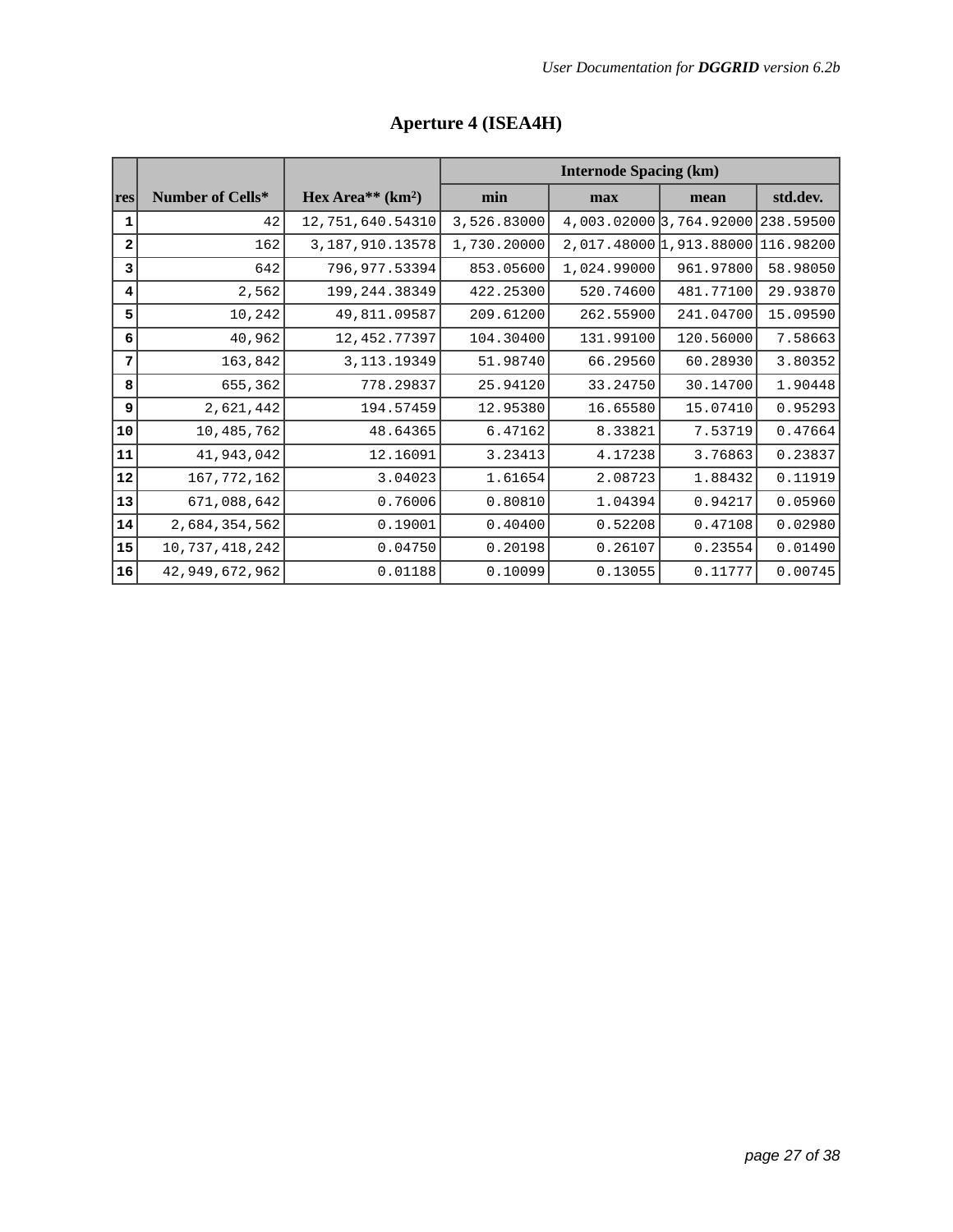## Aperture 4 (ISEA4H)

| res | Number of Cells* | Hex Area** (km$^2$) | Internode Spacing (km) | | | |
|---|---|---|---|---|---|---|
| | | | min | max | mean | std.dev. |
| 1 | 42 | 12,751,640.54310 | 3,526.83000 | 4,003.02000 | 3,764.92000 | 238.59500 |
| 2 | 162 | 3,187,910.13578 | 1,730.20000 | 2,017.48000 | 1,913.88000 | 116.98200 |
| 3 | 642 | 796,977.53394 | 853.05600 | 1,024.99000 | 961.97800 | 58.98050 |
| 4 | 2,562 | 199,244.38349 | 422.25300 | 520.74600 | 481.77100 | 29.93870 |
| 5 | 10,242 | 49,811.09587 | 209.61200 | 262.55900 | 241.04700 | 15.09590 |
| 6 | 40,962 | 12,452.77397 | 104.30400 | 131.99100 | 120.56000 | 7.58663 |
| 7 | 163,842 | 3,113.19349 | 51.98740 | 66.29560 | 60.28930 | 3.80352 |
| 8 | 655,362 | 778.29837 | 25.94120 | 33.24750 | 30.14700 | 1.90448 |
| 9 | 2,621,442 | 194.57459 | 12.95380 | 16.65580 | 15.07410 | 0.95293 |
| 10 | 10,485,762 | 48.64365 | 6.47162 | 8.33821 | 7.53719 | 0.47664 |
| 11 | 41,943,042 | 12.16091 | 3.23413 | 4.17238 | 3.76863 | 0.23837 |
| 12 | 167,772,162 | 3.04023 | 1.61654 | 2.08723 | 1.88432 | 0.11919 |
| 13 | 671,088,642 | 0.76006 | 0.80810 | 1.04394 | 0.94217 | 0.05960 |
| 14 | 2,684,354,562 | 0.19001 | 0.40400 | 0.52208 | 0.47108 | 0.02980 |
| 15 | 10,737,418,242 | 0.04750 | 0.20198 | 0.26107 | 0.23554 | 0.01490 |
| 16 | 42,949,672,962 | 0.01188 | 0.10099 | 0.13055 | 0.11777 | 0.00745 |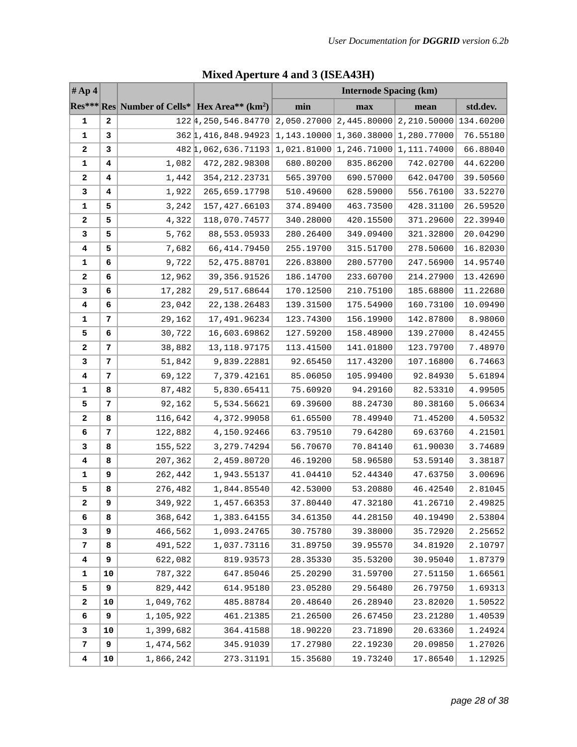## Mixed Aperture 4 and 3 (ISEA43H)

| # Ap 4 | | | | Internode Spacing (km) | | | |
|---|---|---|---|---|---|---|---|
| Res*** | Res | Number of Cells* | Hex Area** (km$^2$) | min | max | mean | std.dev. |
| 1 | 2 | 122 | 4,250,546.84770 | 2,050.27000 | 2,445.80000 | 2,210.50000 | 134.60200 |
| 1 | 3 | 362 | 1,416,848.94923 | 1,143.10000 | 1,360.38000 | 1,280.77000 | 76.55180 |
| 2 | 3 | 482 | 1,062,636.71193 | 1,021.81000 | 1,246.71000 | 1,111.74000 | 66.88040 |
| 1 | 4 | 1,082 | 472,282.98308 | 680.80200 | 835.86200 | 742.02700 | 44.62200 |
| 2 | 4 | 1,442 | 354,212.23731 | 565.39700 | 690.57000 | 642.04700 | 39.50560 |
| 3 | 4 | 1,922 | 265,659.17798 | 510.49600 | 628.59000 | 556.76100 | 33.52270 |
| 1 | 5 | 3,242 | 157,427.66103 | 374.89400 | 463.73500 | 428.31100 | 26.59520 |
| 2 | 5 | 4,322 | 118,070.74577 | 340.28000 | 420.15500 | 371.29600 | 22.39940 |
| 3 | 5 | 5,762 | 88,553.05933 | 280.26400 | 349.09400 | 321.32800 | 20.04290 |
| 4 | 5 | 7,682 | 66,414.79450 | 255.19700 | 315.51700 | 278.50600 | 16.82030 |
| 1 | 6 | 9,722 | 52,475.88701 | 226.83800 | 280.57700 | 247.56900 | 14.95740 |
| 2 | 6 | 12,962 | 39,356.91526 | 186.14700 | 233.60700 | 214.27900 | 13.42690 |
| 3 | 6 | 17,282 | 29,517.68644 | 170.12500 | 210.75100 | 185.68800 | 11.22680 |
| 4 | 6 | 23,042 | 22,138.26483 | 139.31500 | 175.54900 | 160.73100 | 10.09490 |
| 1 | 7 | 29,162 | 17,491.96234 | 123.74300 | 156.19900 | 142.87800 | 8.98060 |
| 5 | 6 | 30,722 | 16,603.69862 | 127.59200 | 158.48900 | 139.27000 | 8.42455 |
| 2 | 7 | 38,882 | 13,118.97175 | 113.41500 | 141.01800 | 123.79700 | 7.48970 |
| 3 | 7 | 51,842 | 9,839.22881 | 92.65450 | 117.43200 | 107.16800 | 6.74663 |
| 4 | 7 | 69,122 | 7,379.42161 | 85.06050 | 105.99400 | 92.84930 | 5.61894 |
| 1 | 8 | 87,482 | 5,830.65411 | 75.60920 | 94.29160 | 82.53310 | 4.99505 |
| 5 | 7 | 92,162 | 5,534.56621 | 69.39600 | 88.24730 | 80.38160 | 5.06634 |
| 2 | 8 | 116,642 | 4,372.99058 | 61.65500 | 78.49940 | 71.45200 | 4.50532 |
| 6 | 7 | 122,882 | 4,150.92466 | 63.79510 | 79.64280 | 69.63760 | 4.21501 |
| 3 | 8 | 155,522 | 3,279.74294 | 56.70670 | 70.84140 | 61.90030 | 3.74689 |
| 4 | 8 | 207,362 | 2,459.80720 | 46.19200 | 58.96580 | 53.59140 | 3.38187 |
| 1 | 9 | 262,442 | 1,943.55137 | 41.04410 | 52.44340 | 47.63750 | 3.00696 |
| 5 | 8 | 276,482 | 1,844.85540 | 42.53000 | 53.20880 | 46.42540 | 2.81045 |
| 2 | 9 | 349,922 | 1,457.66353 | 37.80440 | 47.32180 | 41.26710 | 2.49825 |
| 6 | 8 | 368,642 | 1,383.64155 | 34.61350 | 44.28150 | 40.19490 | 2.53804 |
| 3 | 9 | 466,562 | 1,093.24765 | 30.75780 | 39.38000 | 35.72920 | 2.25652 |
| 7 | 8 | 491,522 | 1,037.73116 | 31.89750 | 39.95570 | 34.81920 | 2.10797 |
| 4 | 9 | 622,082 | 819.93573 | 28.35330 | 35.53200 | 30.95040 | 1.87379 |
| 1 | 10 | 787,322 | 647.85046 | 25.20290 | 31.59700 | 27.51150 | 1.66561 |
| 5 | 9 | 829,442 | 614.95180 | 23.05280 | 29.56480 | 26.79750 | 1.69313 |
| 2 | 10 | 1,049,762 | 485.88784 | 20.48640 | 26.28940 | 23.82020 | 1.50522 |
| 6 | 9 | 1,105,922 | 461.21385 | 21.26500 | 26.67450 | 23.21280 | 1.40539 |
| 3 | 10 | 1,399,682 | 364.41588 | 18.90220 | 23.71890 | 20.63360 | 1.24924 |
| 7 | 9 | 1,474,562 | 345.91039 | 17.27980 | 22.19230 | 20.09850 | 1.27026 |
| 4 | 10 | 1,866,242 | 273.31191 | 15.35680 | 19.73240 | 17.86540 | 1.12925 |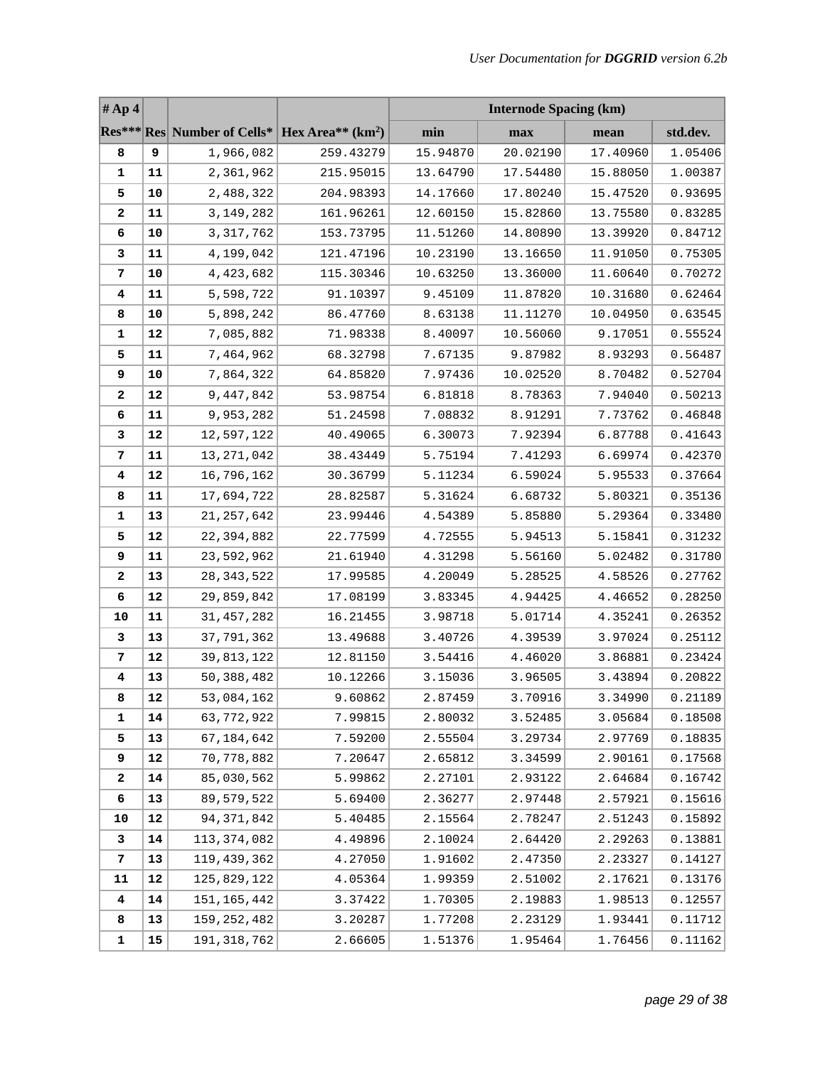| # Ap 4 | | | | Internode Spacing (km) | | | |
|---|---|---|---|---|---|---|---|
| **Res*** ** | **Res** | **Number of Cells*** | **Hex Area** (km$^2$)** | **min** | **max** | **mean** | **std.dev.** |
| **8** | **9** | 1,966,082 | 259.43279 | 15.94870 | 20.02190 | 17.40960 | 1.05406 |
| **1** | **11** | 2,361,962 | 215.95015 | 13.64790 | 17.54480 | 15.88050 | 1.00387 |
| **5** | **10** | 2,488,322 | 204.98393 | 14.17660 | 17.80240 | 15.47520 | 0.93695 |
| **2** | **11** | 3,149,282 | 161.96261 | 12.60150 | 15.82860 | 13.75580 | 0.83285 |
| **6** | **10** | 3,317,762 | 153.73795 | 11.51260 | 14.80890 | 13.39920 | 0.84712 |
| **3** | **11** | 4,199,042 | 121.47196 | 10.23190 | 13.16650 | 11.91050 | 0.75305 |
| **7** | **10** | 4,423,682 | 115.30346 | 10.63250 | 13.36000 | 11.60640 | 0.70272 |
| **4** | **11** | 5,598,722 | 91.10397 | 9.45109 | 11.87820 | 10.31680 | 0.62464 |
| **8** | **10** | 5,898,242 | 86.47760 | 8.63138 | 11.11270 | 10.04950 | 0.63545 |
| **1** | **12** | 7,085,882 | 71.98338 | 8.40097 | 10.56060 | 9.17051 | 0.55524 |
| **5** | **11** | 7,464,962 | 68.32798 | 7.67135 | 9.87982 | 8.93293 | 0.56487 |
| **9** | **10** | 7,864,322 | 64.85820 | 7.97436 | 10.02520 | 8.70482 | 0.52704 |
| **2** | **12** | 9,447,842 | 53.98754 | 6.81818 | 8.78363 | 7.94040 | 0.50213 |
| **6** | **11** | 9,953,282 | 51.24598 | 7.08832 | 8.91291 | 7.73762 | 0.46848 |
| **3** | **12** | 12,597,122 | 40.49065 | 6.30073 | 7.92394 | 6.87788 | 0.41643 |
| **7** | **11** | 13,271,042 | 38.43449 | 5.75194 | 7.41293 | 6.69974 | 0.42370 |
| **4** | **12** | 16,796,162 | 30.36799 | 5.11234 | 6.59024 | 5.95533 | 0.37664 |
| **8** | **11** | 17,694,722 | 28.82587 | 5.31624 | 6.68732 | 5.80321 | 0.35136 |
| **1** | **13** | 21,257,642 | 23.99446 | 4.54389 | 5.85880 | 5.29364 | 0.33480 |
| **5** | **12** | 22,394,882 | 22.77599 | 4.72555 | 5.94513 | 5.15841 | 0.31232 |
| **9** | **11** | 23,592,962 | 21.61940 | 4.31298 | 5.56160 | 5.02482 | 0.31780 |
| **2** | **13** | 28,343,522 | 17.99585 | 4.20049 | 5.28525 | 4.58526 | 0.27762 |
| **6** | **12** | 29,859,842 | 17.08199 | 3.83345 | 4.94425 | 4.46652 | 0.28250 |
| **10** | **11** | 31,457,282 | 16.21455 | 3.98718 | 5.01714 | 4.35241 | 0.26352 |
| **3** | **13** | 37,791,362 | 13.49688 | 3.40726 | 4.39539 | 3.97024 | 0.25112 |
| **7** | **12** | 39,813,122 | 12.81150 | 3.54416 | 4.46020 | 3.86881 | 0.23424 |
| **4** | **13** | 50,388,482 | 10.12266 | 3.15036 | 3.96505 | 3.43894 | 0.20822 |
| **8** | **12** | 53,084,162 | 9.60862 | 2.87459 | 3.70916 | 3.34990 | 0.21189 |
| **1** | **14** | 63,772,922 | 7.99815 | 2.80032 | 3.52485 | 3.05684 | 0.18508 |
| **5** | **13** | 67,184,642 | 7.59200 | 2.55504 | 3.29734 | 2.97769 | 0.18835 |
| **9** | **12** | 70,778,882 | 7.20647 | 2.65812 | 3.34599 | 2.90161 | 0.17568 |
| **2** | **14** | 85,030,562 | 5.99862 | 2.27101 | 2.93122 | 2.64684 | 0.16742 |
| **6** | **13** | 89,579,522 | 5.69400 | 2.36277 | 2.97448 | 2.57921 | 0.15616 |
| **10** | **12** | 94,371,842 | 5.40485 | 2.15564 | 2.78247 | 2.51243 | 0.15892 |
| **3** | **14** | 113,374,082 | 4.49896 | 2.10024 | 2.64420 | 2.29263 | 0.13881 |
| **7** | **13** | 119,439,362 | 4.27050 | 1.91602 | 2.47350 | 2.23327 | 0.14127 |
| **11** | **12** | 125,829,122 | 4.05364 | 1.99359 | 2.51002 | 2.17621 | 0.13176 |
| **4** | **14** | 151,165,442 | 3.37422 | 1.70305 | 2.19883 | 1.98513 | 0.12557 |
| **8** | **13** | 159,252,482 | 3.20287 | 1.77208 | 2.23129 | 1.93441 | 0.11712 |
| **1** | **15** | 191,318,762 | 2.66605 | 1.51376 | 1.95464 | 1.76456 | 0.11162 |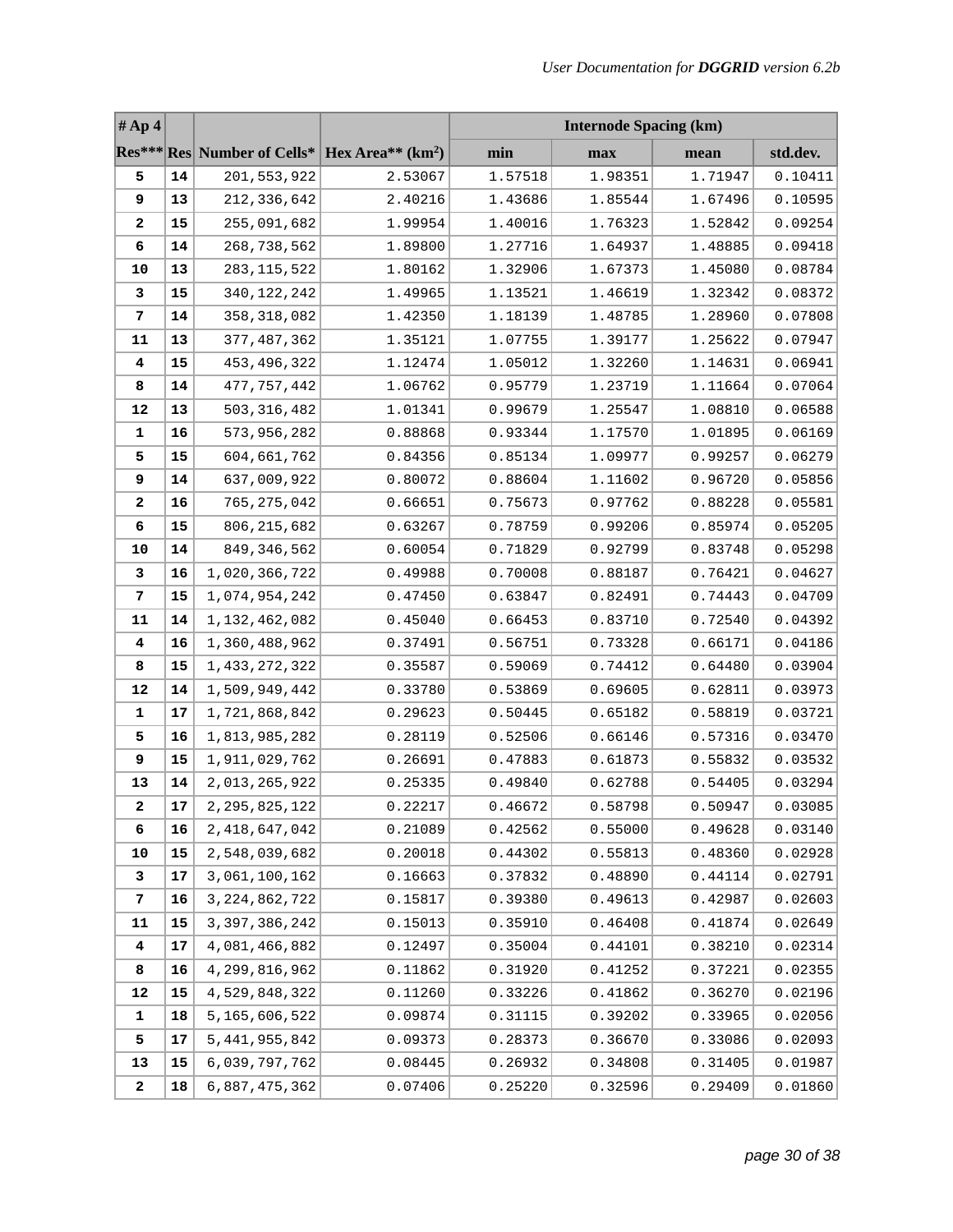| # Ap 4 | | | | Internode Spacing (km) | | | |
|---|---|---|---|---|---|---|---|
| Res*** | Res | Number of Cells* | Hex Area** (km$^2$) | min | max | mean | std.dev. |
| 5 | 14 | 201,553,922 | 2.53067 | 1.57518 | 1.98351 | 1.71947 | 0.10411 |
| 9 | 13 | 212,336,642 | 2.40216 | 1.43686 | 1.85544 | 1.67496 | 0.10595 |
| 2 | 15 | 255,091,682 | 1.99954 | 1.40016 | 1.76323 | 1.52842 | 0.09254 |
| 6 | 14 | 268,738,562 | 1.89800 | 1.27716 | 1.64937 | 1.48885 | 0.09418 |
| 10 | 13 | 283,115,522 | 1.80162 | 1.32906 | 1.67373 | 1.45080 | 0.08784 |
| 3 | 15 | 340,122,242 | 1.49965 | 1.13521 | 1.46619 | 1.32342 | 0.08372 |
| 7 | 14 | 358,318,082 | 1.42350 | 1.18139 | 1.48785 | 1.28960 | 0.07808 |
| 11 | 13 | 377,487,362 | 1.35121 | 1.07755 | 1.39177 | 1.25622 | 0.07947 |
| 4 | 15 | 453,496,322 | 1.12474 | 1.05012 | 1.32260 | 1.14631 | 0.06941 |
| 8 | 14 | 477,757,442 | 1.06762 | 0.95779 | 1.23719 | 1.11664 | 0.07064 |
| 12 | 13 | 503,316,482 | 1.01341 | 0.99679 | 1.25547 | 1.08810 | 0.06588 |
| 1 | 16 | 573,956,282 | 0.88868 | 0.93344 | 1.17570 | 1.01895 | 0.06169 |
| 5 | 15 | 604,661,762 | 0.84356 | 0.85134 | 1.09977 | 0.99257 | 0.06279 |
| 9 | 14 | 637,009,922 | 0.80072 | 0.88604 | 1.11602 | 0.96720 | 0.05856 |
| 2 | 16 | 765,275,042 | 0.66651 | 0.75673 | 0.97762 | 0.88228 | 0.05581 |
| 6 | 15 | 806,215,682 | 0.63267 | 0.78759 | 0.99206 | 0.85974 | 0.05205 |
| 10 | 14 | 849,346,562 | 0.60054 | 0.71829 | 0.92799 | 0.83748 | 0.05298 |
| 3 | 16 | 1,020,366,722 | 0.49988 | 0.70008 | 0.88187 | 0.76421 | 0.04627 |
| 7 | 15 | 1,074,954,242 | 0.47450 | 0.63847 | 0.82491 | 0.74443 | 0.04709 |
| 11 | 14 | 1,132,462,082 | 0.45040 | 0.66453 | 0.83710 | 0.72540 | 0.04392 |
| 4 | 16 | 1,360,488,962 | 0.37491 | 0.56751 | 0.73328 | 0.66171 | 0.04186 |
| 8 | 15 | 1,433,272,322 | 0.35587 | 0.59069 | 0.74412 | 0.64480 | 0.03904 |
| 12 | 14 | 1,509,949,442 | 0.33780 | 0.53869 | 0.69605 | 0.62811 | 0.03973 |
| 1 | 17 | 1,721,868,842 | 0.29623 | 0.50445 | 0.65182 | 0.58819 | 0.03721 |
| 5 | 16 | 1,813,985,282 | 0.28119 | 0.52506 | 0.66146 | 0.57316 | 0.03470 |
| 9 | 15 | 1,911,029,762 | 0.26691 | 0.47883 | 0.61873 | 0.55832 | 0.03532 |
| 13 | 14 | 2,013,265,922 | 0.25335 | 0.49840 | 0.62788 | 0.54405 | 0.03294 |
| 2 | 17 | 2,295,825,122 | 0.22217 | 0.46672 | 0.58798 | 0.50947 | 0.03085 |
| 6 | 16 | 2,418,647,042 | 0.21089 | 0.42562 | 0.55000 | 0.49628 | 0.03140 |
| 10 | 15 | 2,548,039,682 | 0.20018 | 0.44302 | 0.55813 | 0.48360 | 0.02928 |
| 3 | 17 | 3,061,100,162 | 0.16663 | 0.37832 | 0.48890 | 0.44114 | 0.02791 |
| 7 | 16 | 3,224,862,722 | 0.15817 | 0.39380 | 0.49613 | 0.42987 | 0.02603 |
| 11 | 15 | 3,397,386,242 | 0.15013 | 0.35910 | 0.46408 | 0.41874 | 0.02649 |
| 4 | 17 | 4,081,466,882 | 0.12497 | 0.35004 | 0.44101 | 0.38210 | 0.02314 |
| 8 | 16 | 4,299,816,962 | 0.11862 | 0.31920 | 0.41252 | 0.37221 | 0.02355 |
| 12 | 15 | 4,529,848,322 | 0.11260 | 0.33226 | 0.41862 | 0.36270 | 0.02196 |
| 1 | 18 | 5,165,606,522 | 0.09874 | 0.31115 | 0.39202 | 0.33965 | 0.02056 |
| 5 | 17 | 5,441,955,842 | 0.09373 | 0.28373 | 0.36670 | 0.33086 | 0.02093 |
| 13 | 15 | 6,039,797,762 | 0.08445 | 0.26932 | 0.34808 | 0.31405 | 0.01987 |
| 2 | 18 | 6,887,475,362 | 0.07406 | 0.25220 | 0.32596 | 0.29409 | 0.01860 |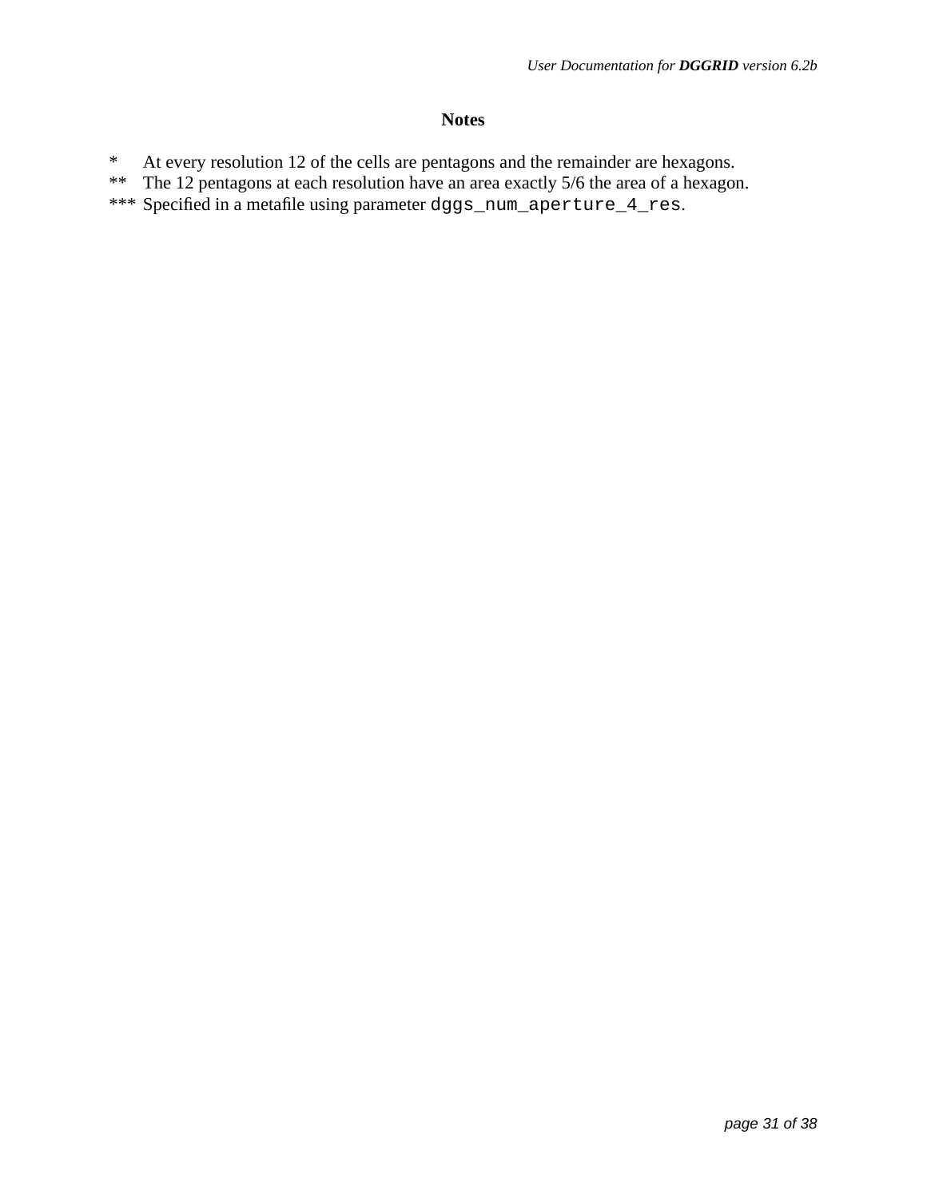### Notes

\*    At every resolution 12 of the cells are pentagons and the remainder are hexagons.
\*\*   The 12 pentagons at each resolution have an area exactly 5/6 the area of a hexagon.
\*\*\* Specified in a metafile using parameter `dggs_num_aperture_4_res`.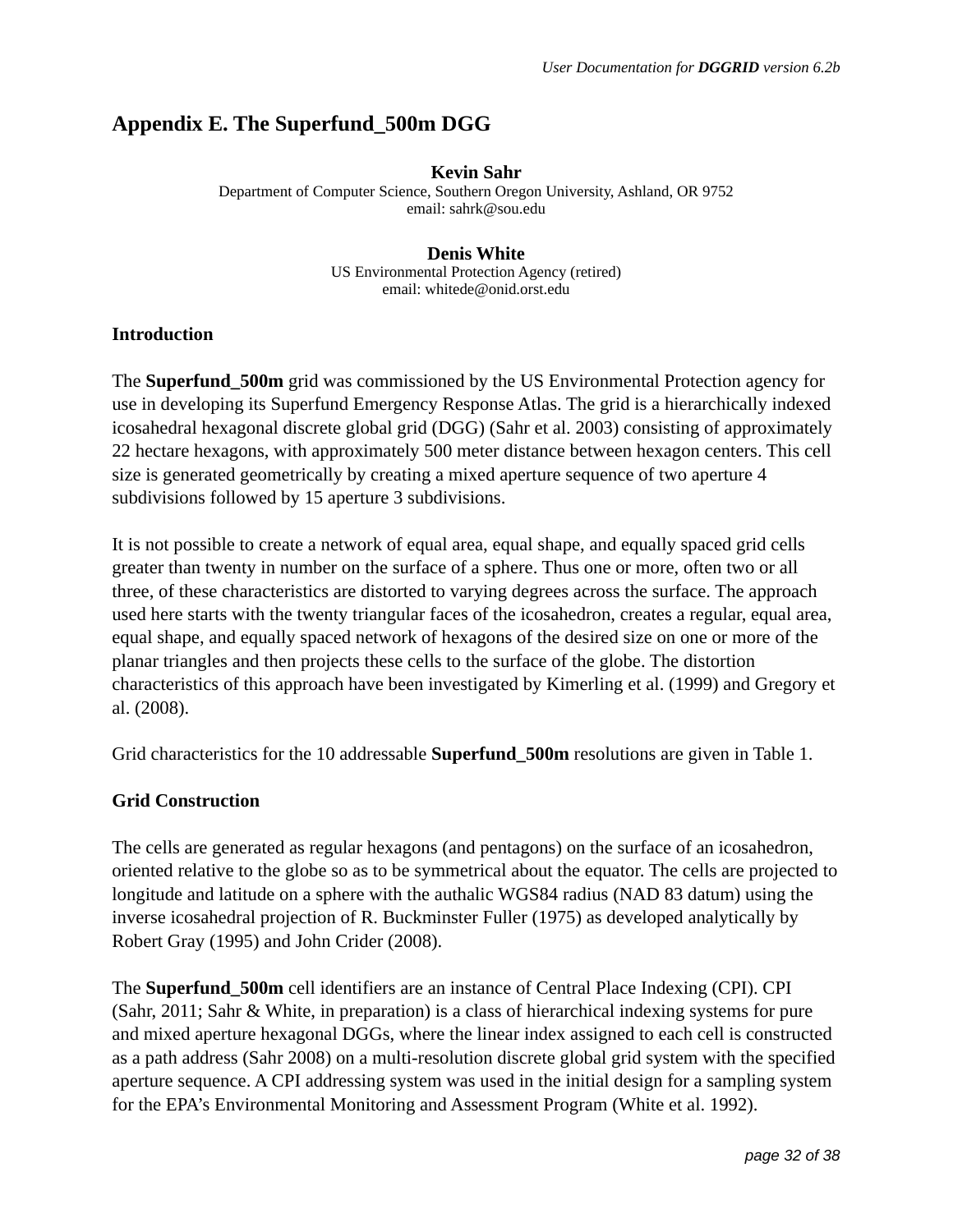# Appendix E. The Superfund_500m DGG

**Kevin Sahr**
Department of Computer Science, Southern Oregon University, Ashland, OR 9752
email: sahrk@sou.edu

**Denis White**
US Environmental Protection Agency (retired)
email: whitede@onid.orst.edu

**Introduction**

The **Superfund_500m** grid was commissioned by the US Environmental Protection agency for use in developing its Superfund Emergency Response Atlas. The grid is a hierarchically indexed icosahedral hexagonal discrete global grid (DGG) (Sahr et al. 2003) consisting of approximately 22 hectare hexagons, with approximately 500 meter distance between hexagon centers. This cell size is generated geometrically by creating a mixed aperture sequence of two aperture 4 subdivisions followed by 15 aperture 3 subdivisions.

It is not possible to create a network of equal area, equal shape, and equally spaced grid cells greater than twenty in number on the surface of a sphere. Thus one or more, often two or all three, of these characteristics are distorted to varying degrees across the surface. The approach used here starts with the twenty triangular faces of the icosahedron, creates a regular, equal area, equal shape, and equally spaced network of hexagons of the desired size on one or more of the planar triangles and then projects these cells to the surface of the globe. The distortion characteristics of this approach have been investigated by Kimerling et al. (1999) and Gregory et al. (2008).

Grid characteristics for the 10 addressable **Superfund_500m** resolutions are given in Table 1.

**Grid Construction**

The cells are generated as regular hexagons (and pentagons) on the surface of an icosahedron, oriented relative to the globe so as to be symmetrical about the equator. The cells are projected to longitude and latitude on a sphere with the authalic WGS84 radius (NAD 83 datum) using the inverse icosahedral projection of R. Buckminster Fuller (1975) as developed analytically by Robert Gray (1995) and John Crider (2008).

The **Superfund_500m** cell identifiers are an instance of Central Place Indexing (CPI). CPI (Sahr, 2011; Sahr & White, in preparation) is a class of hierarchical indexing systems for pure and mixed aperture hexagonal DGGs, where the linear index assigned to each cell is constructed as a path address (Sahr 2008) on a multi-resolution discrete global grid system with the specified aperture sequence. A CPI addressing system was used in the initial design for a sampling system for the EPA's Environmental Monitoring and Assessment Program (White et al. 1992).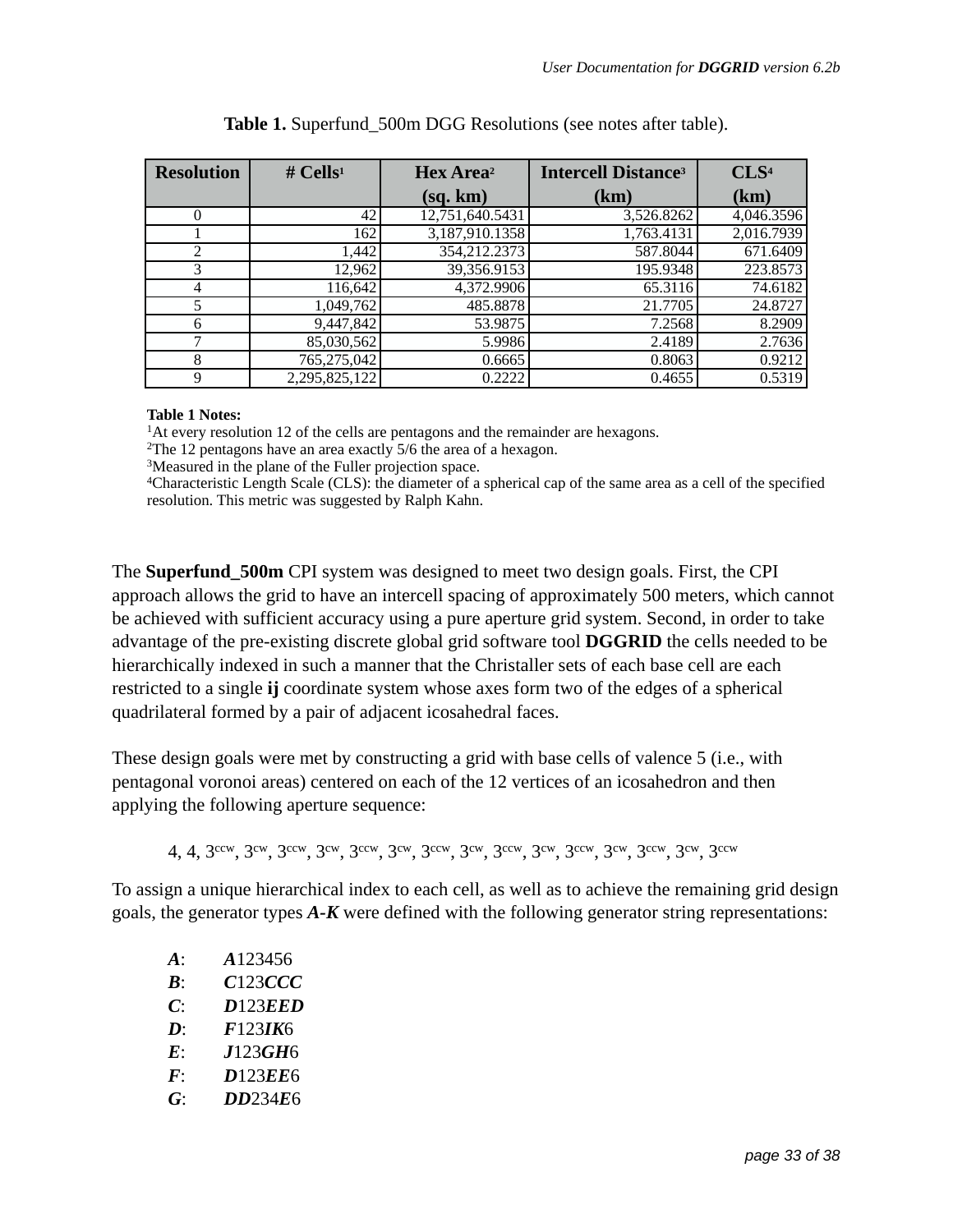**Table 1.** Superfund_500m DGG Resolutions (see notes after table).

| Resolution | # Cells[1] | Hex Area[2] (sq. km) | Intercell Distance[3] (km) | CLS[4] (km) |
|---|---|---|---|---|
| 0 | 42 | 12,751,640.5431 | 3,526.8262 | 4,046.3596 |
| 1 | 162 | 3,187,910.1358 | 1,763.4131 | 2,016.7939 |
| 2 | 1,442 | 354,212.2373 | 587.8044 | 671.6409 |
| 3 | 12,962 | 39,356.9153 | 195.9348 | 223.8573 |
| 4 | 116,642 | 4,372.9906 | 65.3116 | 74.6182 |
| 5 | 1,049,762 | 485.8878 | 21.7705 | 24.8727 |
| 6 | 9,447,842 | 53.9875 | 7.2568 | 8.2909 |
| 7 | 85,030,562 | 5.9986 | 2.4189 | 2.7636 |
| 8 | 765,275,042 | 0.6665 | 0.8063 | 0.9212 |
| 9 | 2,295,825,122 | 0.2222 | 0.4655 | 0.5319 |

**Table 1 Notes:**
[1]At every resolution 12 of the cells are pentagons and the remainder are hexagons.
[2]The 12 pentagons have an area exactly 5/6 the area of a hexagon.
[3]Measured in the plane of the Fuller projection space.
[4]Characteristic Length Scale (CLS): the diameter of a spherical cap of the same area as a cell of the specified resolution. This metric was suggested by Ralph Kahn.

The **Superfund_500m** CPI system was designed to meet two design goals. First, the CPI approach allows the grid to have an intercell spacing of approximately 500 meters, which cannot be achieved with sufficient accuracy using a pure aperture grid system. Second, in order to take advantage of the pre-existing discrete global grid software tool **DGGRID** the cells needed to be hierarchically indexed in such a manner that the Christaller sets of each base cell are each restricted to a single **ij** coordinate system whose axes form two of the edges of a spherical quadrilateral formed by a pair of adjacent icosahedral faces.

These design goals were met by constructing a grid with base cells of valence 5 (i.e., with pentagonal voronoi areas) centered on each of the 12 vertices of an icosahedron and then applying the following aperture sequence:

$4, 4, 3^{ccw}, 3^{cw}, 3^{ccw}, 3^{cw}, 3^{ccw}, 3^{cw}, 3^{ccw}, 3^{cw}, 3^{ccw}, 3^{cw}, 3^{ccw}, 3^{cw}, 3^{ccw}, 3^{cw}, 3^{ccw}$

To assign a unique hierarchical index to each cell, as well as to achieve the remaining grid design goals, the generator types ***A-K*** were defined with the following generator string representations:

***A***: ***A***123456
***B***: ***C***123***CCC***
***C***: ***D***123***EED***
***D***: ***F***123***IK***6
***E***: ***J***123***GH***6
***F***: ***D***123***EE***6
***G***: ***DD***234***E***6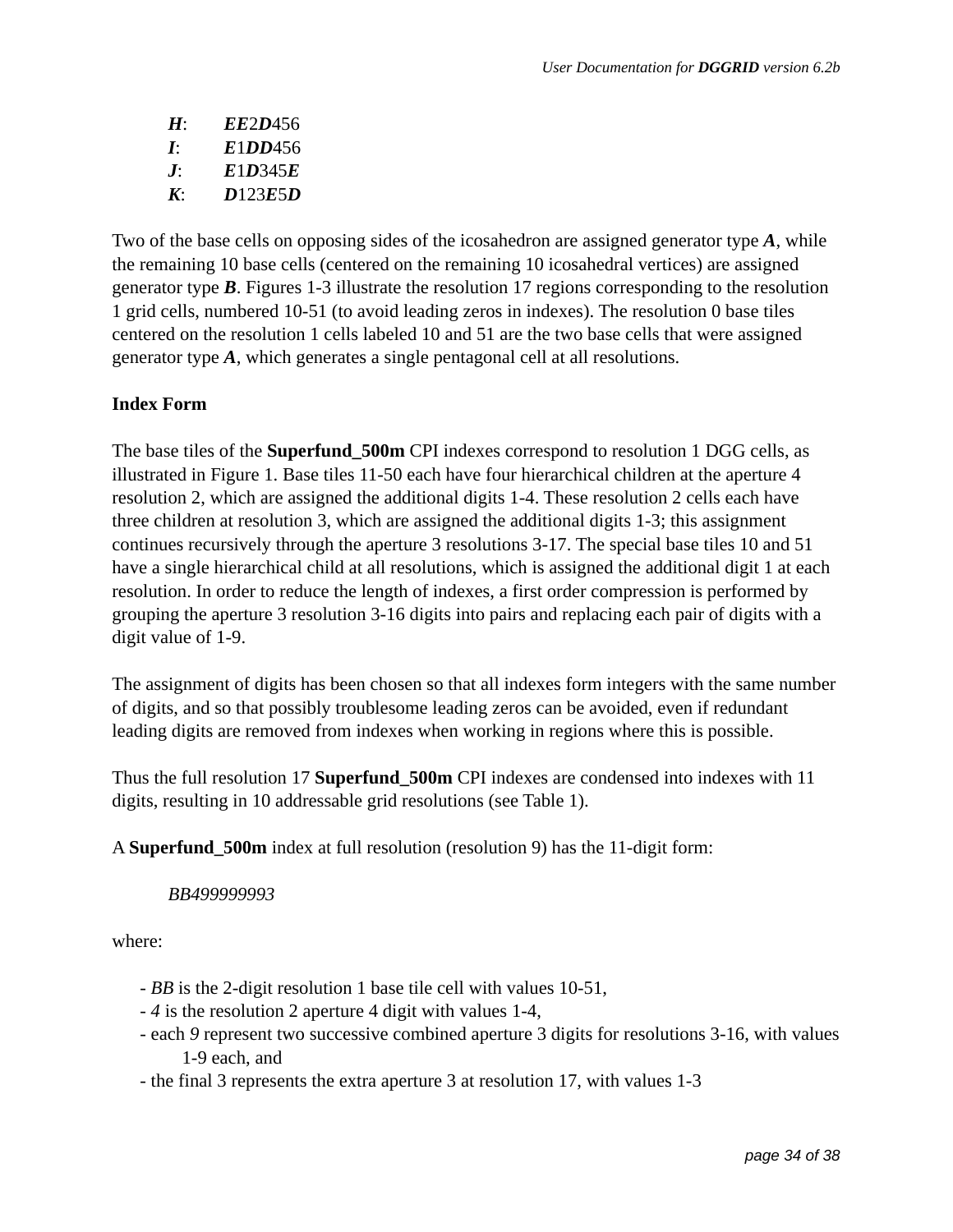***H***: ***EE***2***D***456
***I***: ***E***1***DD***456
***J***: ***E***1***D***345***E***
***K***: ***D***123***E***5***D***

Two of the base cells on opposing sides of the icosahedron are assigned generator type ***A***, while the remaining 10 base cells (centered on the remaining 10 icosahedral vertices) are assigned generator type ***B***. Figures 1-3 illustrate the resolution 17 regions corresponding to the resolution 1 grid cells, numbered 10-51 (to avoid leading zeros in indexes). The resolution 0 base tiles centered on the resolution 1 cells labeled 10 and 51 are the two base cells that were assigned generator type ***A***, which generates a single pentagonal cell at all resolutions.

**Index Form**

The base tiles of the **Superfund_500m** CPI indexes correspond to resolution 1 DGG cells, as illustrated in Figure 1. Base tiles 11-50 each have four hierarchical children at the aperture 4 resolution 2, which are assigned the additional digits 1-4. These resolution 2 cells each have three children at resolution 3, which are assigned the additional digits 1-3; this assignment continues recursively through the aperture 3 resolutions 3-17. The special base tiles 10 and 51 have a single hierarchical child at all resolutions, which is assigned the additional digit 1 at each resolution. In order to reduce the length of indexes, a first order compression is performed by grouping the aperture 3 resolution 3-16 digits into pairs and replacing each pair of digits with a digit value of 1-9.

The assignment of digits has been chosen so that all indexes form integers with the same number of digits, and so that possibly troublesome leading zeros can be avoided, even if redundant leading digits are removed from indexes when working in regions where this is possible.

Thus the full resolution 17 **Superfund_500m** CPI indexes are condensed into indexes with 11 digits, resulting in 10 addressable grid resolutions (see Table 1).

A **Superfund_500m** index at full resolution (resolution 9) has the 11-digit form:

*BB499999993*

where:

- *BB* is the 2-digit resolution 1 base tile cell with values 10-51,
- *4* is the resolution 2 aperture 4 digit with values 1-4,
- each *9* represent two successive combined aperture 3 digits for resolutions 3-16, with values 1-9 each, and
- the final 3 represents the extra aperture 3 at resolution 17, with values 1-3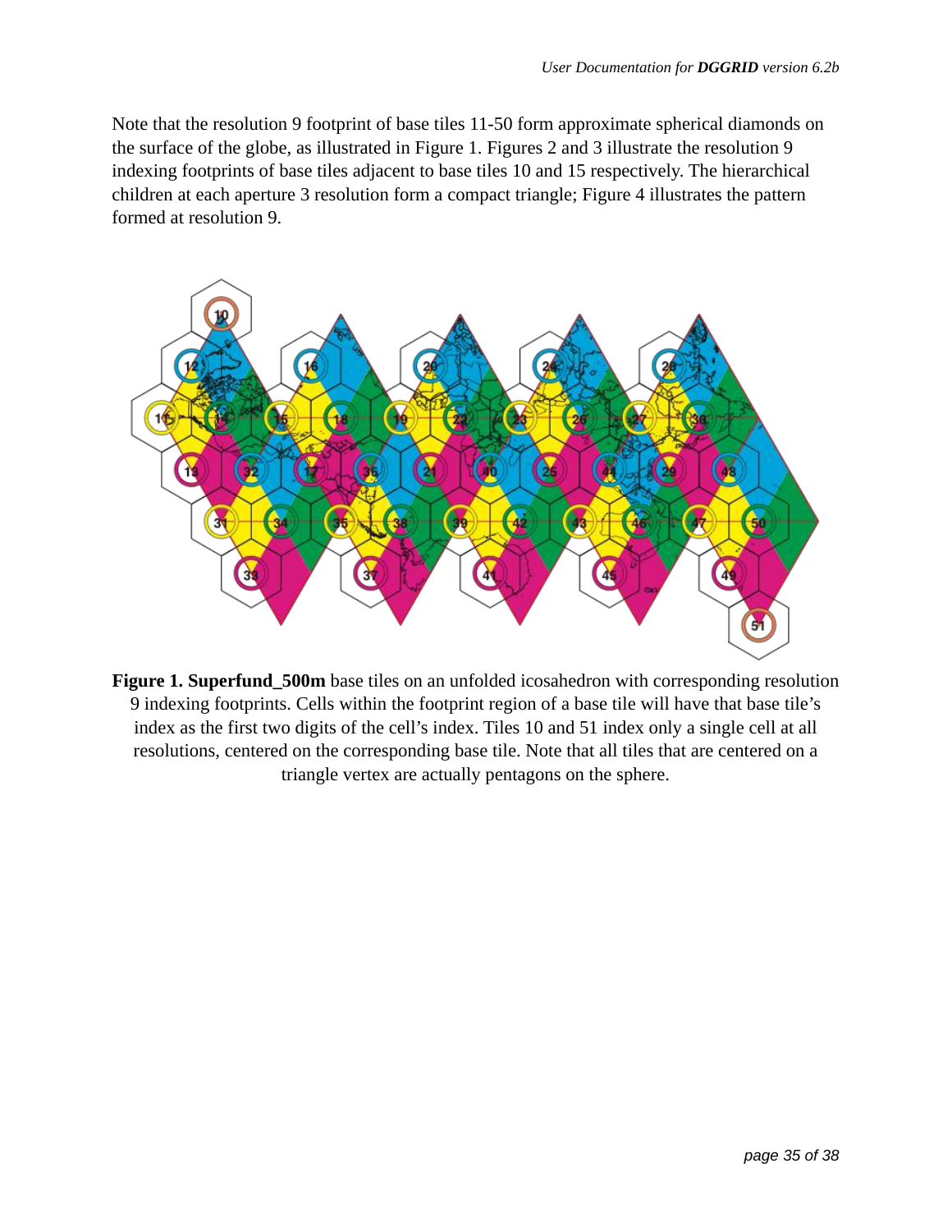Note that the resolution 9 footprint of base tiles 11-50 form approximate spherical diamonds on the surface of the globe, as illustrated in Figure 1. Figures 2 and 3 illustrate the resolution 9 indexing footprints of base tiles adjacent to base tiles 10 and 15 respectively. The hierarchical children at each aperture 3 resolution form a compact triangle; Figure 4 illustrates the pattern formed at resolution 9.

**Figure 1. Superfund_500m** base tiles on an unfolded icosahedron with corresponding resolution 9 indexing footprints. Cells within the footprint region of a base tile will have that base tile's index as the first two digits of the cell's index. Tiles 10 and 51 index only a single cell at all resolutions, centered on the corresponding base tile. Note that all tiles that are centered on a triangle vertex are actually pentagons on the sphere.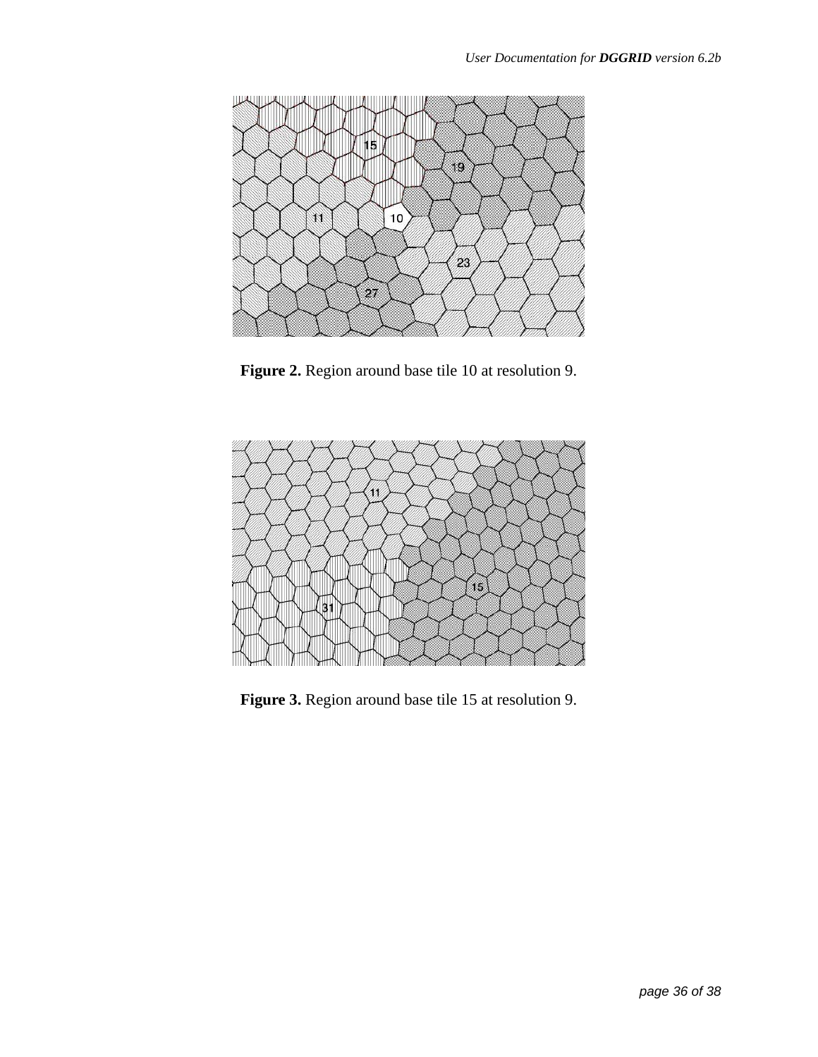**Figure 2.** Region around base tile 10 at resolution 9.

**Figure 3.** Region around base tile 15 at resolution 9.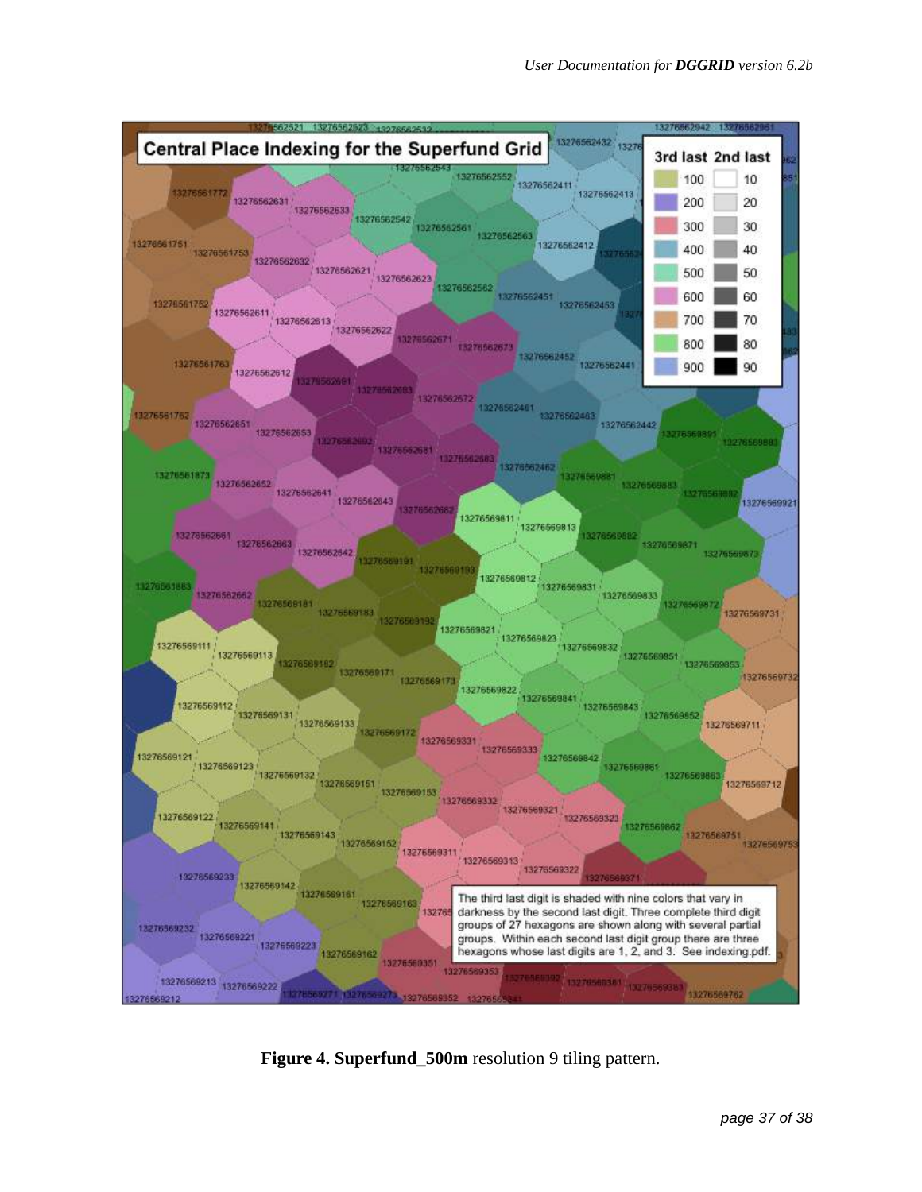**Figure 4. Superfund_500m** resolution 9 tiling pattern.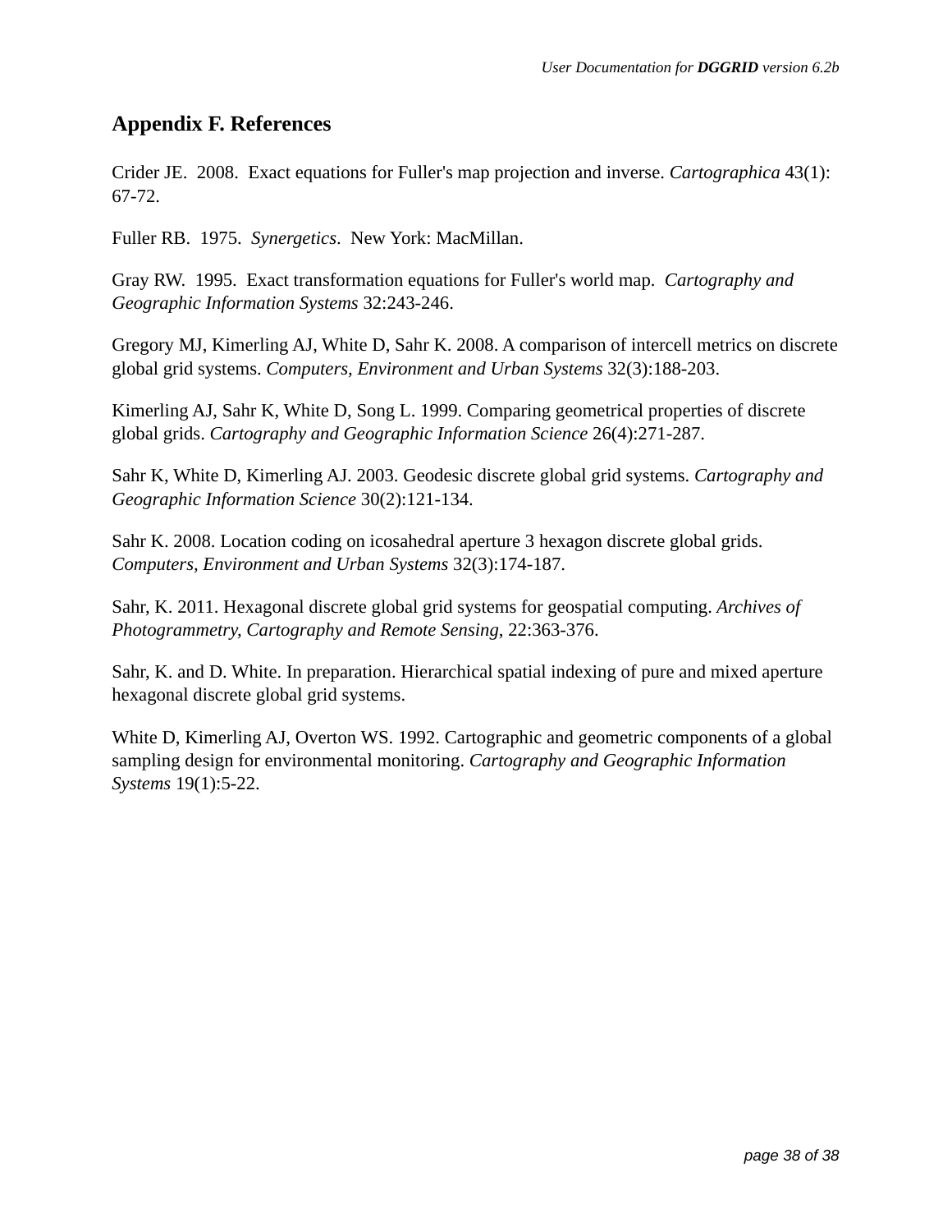## Appendix F. References

Crider JE. 2008. Exact equations for Fuller's map projection and inverse. *Cartographica* 43(1): 67-72.

Fuller RB. 1975. *Synergetics*. New York: MacMillan.

Gray RW. 1995. Exact transformation equations for Fuller's world map. *Cartography and Geographic Information Systems* 32:243-246.

Gregory MJ, Kimerling AJ, White D, Sahr K. 2008. A comparison of intercell metrics on discrete global grid systems. *Computers, Environment and Urban Systems* 32(3):188-203.

Kimerling AJ, Sahr K, White D, Song L. 1999. Comparing geometrical properties of discrete global grids. *Cartography and Geographic Information Science* 26(4):271-287.

Sahr K, White D, Kimerling AJ. 2003. Geodesic discrete global grid systems. *Cartography and Geographic Information Science* 30(2):121-134.

Sahr K. 2008. Location coding on icosahedral aperture 3 hexagon discrete global grids. *Computers, Environment and Urban Systems* 32(3):174-187.

Sahr, K. 2011. Hexagonal discrete global grid systems for geospatial computing. *Archives of Photogrammetry, Cartography and Remote Sensing*, 22:363-376.

Sahr, K. and D. White. In preparation. Hierarchical spatial indexing of pure and mixed aperture hexagonal discrete global grid systems.

White D, Kimerling AJ, Overton WS. 1992. Cartographic and geometric components of a global sampling design for environmental monitoring. *Cartography and Geographic Information Systems* 19(1):5-22.